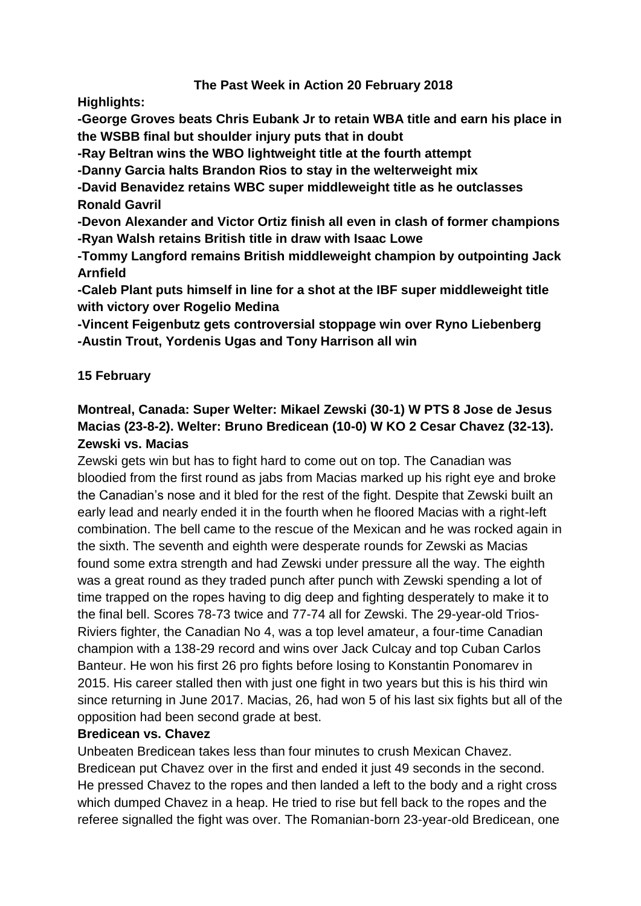# The Past Week in Action 20 February 2018

**Highlights:**

**-George Groves beats Chris Eubank Jr to retain WBA title and earn his place in the WSBB final but shoulder injury puts that in doubt**
**-Ray Beltran wins the WBO lightweight title at the fourth attempt**
**-Danny Garcia halts Brandon Rios to stay in the welterweight mix**
**-David Benavidez retains WBC super middleweight title as he outclasses Ronald Gavril**
**-Devon Alexander and Victor Ortiz finish all even in clash of former champions**
**-Ryan Walsh retains British title in draw with Isaac Lowe**
**-Tommy Langford remains British middleweight champion by outpointing Jack Arnfield**
**-Caleb Plant puts himself in line for a shot at the IBF super middleweight title with victory over Rogelio Medina**
**-Vincent Feigenbutz gets controversial stoppage win over Ryno Liebenberg**
**-Austin Trout, Yordenis Ugas and Tony Harrison all win**

## 15 February

### Montreal, Canada: Super Welter: Mikael Zewski (30-1) W PTS 8 Jose de Jesus Macias (23-8-2). Welter: Bruno Bredicean (10-0) W KO 2 Cesar Chavez (32-13).

**Zewski vs. Macias**

Zewski gets win but has to fight hard to come out on top. The Canadian was bloodied from the first round as jabs from Macias marked up his right eye and broke the Canadian's nose and it bled for the rest of the fight. Despite that Zewski built an early lead and nearly ended it in the fourth when he floored Macias with a right-left combination. The bell came to the rescue of the Mexican and he was rocked again in the sixth. The seventh and eighth were desperate rounds for Zewski as Macias found some extra strength and had Zewski under pressure all the way. The eighth was a great round as they traded punch after punch with Zewski spending a lot of time trapped on the ropes having to dig deep and fighting desperately to make it to the final bell. Scores 78-73 twice and 77-74 all for Zewski. The 29-year-old Trios-Riviers fighter, the Canadian No 4, was a top level amateur, a four-time Canadian champion with a 138-29 record and wins over Jack Culcay and top Cuban Carlos Banteur. He won his first 26 pro fights before losing to Konstantin Ponomarev in 2015. His career stalled then with just one fight in two years but this is his third win since returning in June 2017. Macias, 26, had won 5 of his last six fights but all of the opposition had been second grade at best.

**Bredicean vs. Chavez**

Unbeaten Bredicean takes less than four minutes to crush Mexican Chavez. Bredicean put Chavez over in the first and ended it just 49 seconds in the second. He pressed Chavez to the ropes and then landed a left to the body and a right cross which dumped Chavez in a heap. He tried to rise but fell back to the ropes and the referee signalled the fight was over. The Romanian-born 23-year-old Bredicean, one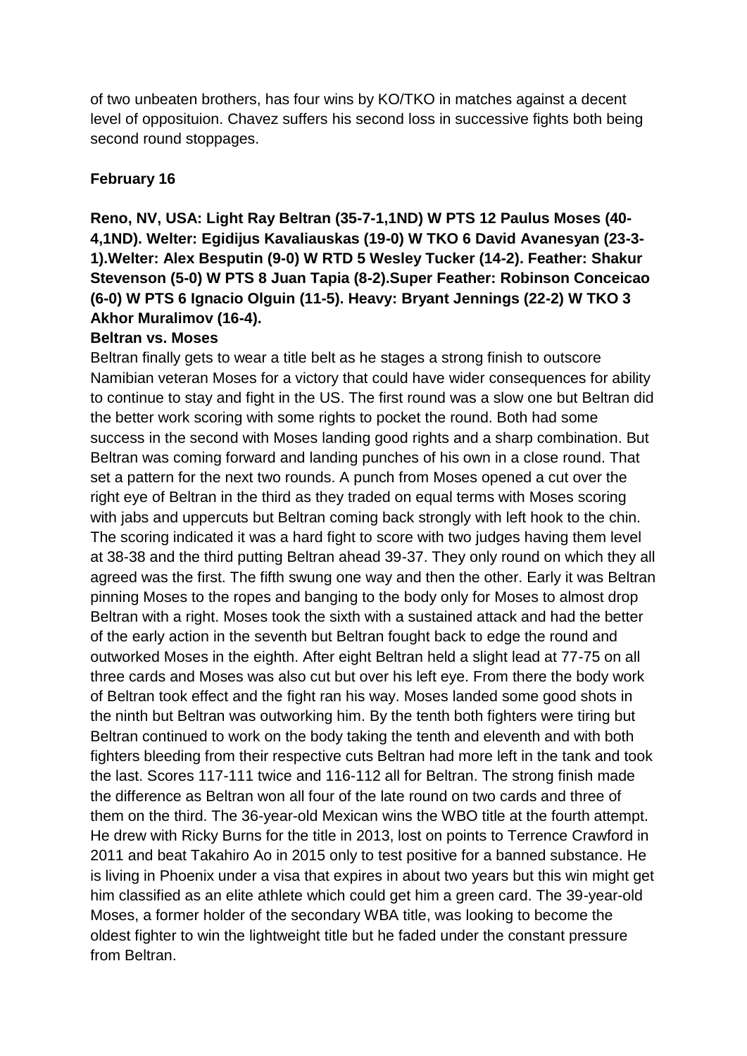of two unbeaten brothers, has four wins by KO/TKO in matches against a decent level of oppposituion. Chavez suffers his second loss in successive fights both being second round stoppages.

**February 16**

**Reno, NV, USA: Light Ray Beltran (35-7-1,1ND) W PTS 12 Paulus Moses (40-4,1ND). Welter: Egidijus Kavaliauskas (19-0) W TKO 6 David Avanesyan (23-3-1).Welter: Alex Besputin (9-0) W RTD 5 Wesley Tucker (14-2). Feather: Shakur Stevenson (5-0) W PTS 8 Juan Tapia (8-2).Super Feather: Robinson Conceicao (6-0) W PTS 6 Ignacio Olguin (11-5). Heavy: Bryant Jennings (22-2) W TKO 3 Akhor Muralimov (16-4).**

**Beltran vs. Moses**

Beltran finally gets to wear a title belt as he stages a strong finish to outscore Namibian veteran Moses for a victory that could have wider consequences for ability to continue to stay and fight in the US. The first round was a slow one but Beltran did the better work scoring with some rights to pocket the round. Both had some success in the second with Moses landing good rights and a sharp combination. But Beltran was coming forward and landing punches of his own in a close round. That set a pattern for the next two rounds. A punch from Moses opened a cut over the right eye of Beltran in the third as they traded on equal terms with Moses scoring with jabs and uppercuts but Beltran coming back strongly with left hook to the chin. The scoring indicated it was a hard fight to score with two judges having them level at 38-38 and the third putting Beltran ahead 39-37. They only round on which they all agreed was the first. The fifth swung one way and then the other. Early it was Beltran pinning Moses to the ropes and banging to the body only for Moses to almost drop Beltran with a right. Moses took the sixth with a sustained attack and had the better of the early action in the seventh but Beltran fought back to edge the round and outworked Moses in the eighth. After eight Beltran held a slight lead at 77-75 on all three cards and Moses was also cut but over his left eye. From there the body work of Beltran took effect and the fight ran his way. Moses landed some good shots in the ninth but Beltran was outworking him. By the tenth both fighters were tiring but Beltran continued to work on the body taking the tenth and eleventh and with both fighters bleeding from their respective cuts Beltran had more left in the tank and took the last. Scores 117-111 twice and 116-112 all for Beltran. The strong finish made the difference as Beltran won all four of the late round on two cards and three of them on the third. The 36-year-old Mexican wins the WBO title at the fourth attempt. He drew with Ricky Burns for the title in 2013, lost on points to Terrence Crawford in 2011 and beat Takahiro Ao in 2015 only to test positive for a banned substance. He is living in Phoenix under a visa that expires in about two years but this win might get him classified as an elite athlete which could get him a green card. The 39-year-old Moses, a former holder of the secondary WBA title, was looking to become the oldest fighter to win the lightweight title but he faded under the constant pressure from Beltran.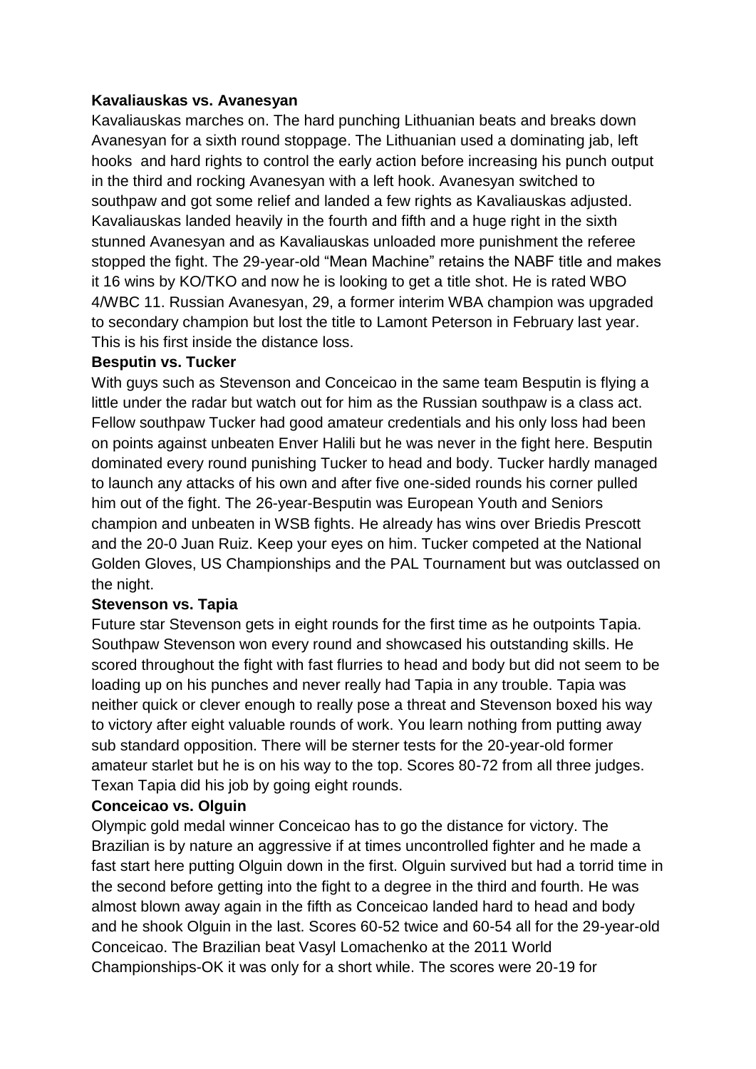**Kavaliauskas vs. Avanesyan**

Kavaliauskas marches on. The hard punching Lithuanian beats and breaks down Avanesyan for a sixth round stoppage. The Lithuanian used a dominating jab, left hooks and hard rights to control the early action before increasing his punch output in the third and rocking Avanesyan with a left hook. Avanesyan switched to southpaw and got some relief and landed a few rights as Kavaliauskas adjusted. Kavaliauskas landed heavily in the fourth and fifth and a huge right in the sixth stunned Avanesyan and as Kavaliauskas unloaded more punishment the referee stopped the fight. The 29-year-old "Mean Machine" retains the NABF title and makes it 16 wins by KO/TKO and now he is looking to get a title shot. He is rated WBO 4/WBC 11. Russian Avanesyan, 29, a former interim WBA champion was upgraded to secondary champion but lost the title to Lamont Peterson in February last year. This is his first inside the distance loss.

**Besputin vs. Tucker**

With guys such as Stevenson and Conceicao in the same team Besputin is flying a little under the radar but watch out for him as the Russian southpaw is a class act. Fellow southpaw Tucker had good amateur credentials and his only loss had been on points against unbeaten Enver Halili but he was never in the fight here. Besputin dominated every round punishing Tucker to head and body. Tucker hardly managed to launch any attacks of his own and after five one-sided rounds his corner pulled him out of the fight. The 26-year-Besputin was European Youth and Seniors champion and unbeaten in WSB fights. He already has wins over Briedis Prescott and the 20-0 Juan Ruiz. Keep your eyes on him. Tucker competed at the National Golden Gloves, US Championships and the PAL Tournament but was outclassed on the night.

**Stevenson vs. Tapia**

Future star Stevenson gets in eight rounds for the first time as he outpoints Tapia. Southpaw Stevenson won every round and showcased his outstanding skills. He scored throughout the fight with fast flurries to head and body but did not seem to be loading up on his punches and never really had Tapia in any trouble. Tapia was neither quick or clever enough to really pose a threat and Stevenson boxed his way to victory after eight valuable rounds of work. You learn nothing from putting away sub standard opposition. There will be sterner tests for the 20-year-old former amateur starlet but he is on his way to the top. Scores 80-72 from all three judges. Texan Tapia did his job by going eight rounds.

**Conceicao vs. Olguin**

Olympic gold medal winner Conceicao has to go the distance for victory. The Brazilian is by nature an aggressive if at times uncontrolled fighter and he made a fast start here putting Olguin down in the first. Olguin survived but had a torrid time in the second before getting into the fight to a degree in the third and fourth. He was almost blown away again in the fifth as Conceicao landed hard to head and body and he shook Olguin in the last. Scores 60-52 twice and 60-54 all for the 29-year-old Conceicao. The Brazilian beat Vasyl Lomachenko at the 2011 World Championships-OK it was only for a short while. The scores were 20-19 for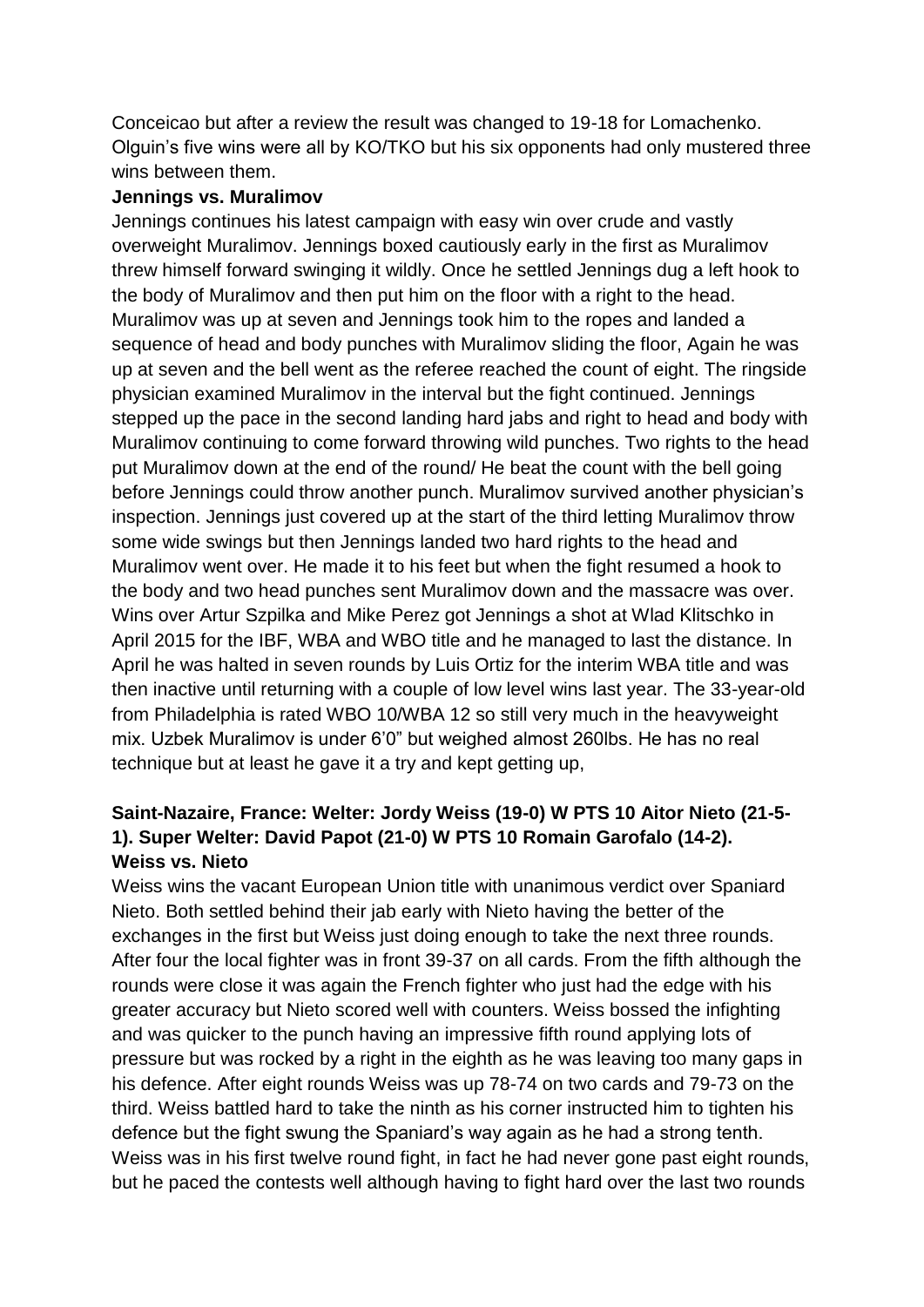Conceicao but after a review the result was changed to 19-18 for Lomachenko. Olguin's five wins were all by KO/TKO but his six opponents had only mustered three wins between them.

**Jennings vs. Muralimov**

Jennings continues his latest campaign with easy win over crude and vastly overweight Muralimov. Jennings boxed cautiously early in the first as Muralimov threw himself forward swinging it wildly. Once he settled Jennings dug a left hook to the body of Muralimov and then put him on the floor with a right to the head. Muralimov was up at seven and Jennings took him to the ropes and landed a sequence of head and body punches with Muralimov sliding the floor, Again he was up at seven and the bell went as the referee reached the count of eight. The ringside physician examined Muralimov in the interval but the fight continued. Jennings stepped up the pace in the second landing hard jabs and right to head and body with Muralimov continuing to come forward throwing wild punches. Two rights to the head put Muralimov down at the end of the round/ He beat the count with the bell going before Jennings could throw another punch. Muralimov survived another physician's inspection. Jennings just covered up at the start of the third letting Muralimov throw some wide swings but then Jennings landed two hard rights to the head and Muralimov went over. He made it to his feet but when the fight resumed a hook to the body and two head punches sent Muralimov down and the massacre was over. Wins over Artur Szpilka and Mike Perez got Jennings a shot at Wlad Klitschko in April 2015 for the IBF, WBA and WBO title and he managed to last the distance. In April he was halted in seven rounds by Luis Ortiz for the interim WBA title and was then inactive until returning with a couple of low level wins last year. The 33-year-old from Philadelphia is rated WBO 10/WBA 12 so still very much in the heavyweight mix. Uzbek Muralimov is under 6'0" but weighed almost 260lbs. He has no real technique but at least he gave it a try and kept getting up,

**Saint-Nazaire, France: Welter: Jordy Weiss (19-0) W PTS 10 Aitor Nieto (21-5-1). Super Welter: David Papot (21-0) W PTS 10 Romain Garofalo (14-2).**

**Weiss vs. Nieto**

Weiss wins the vacant European Union title with unanimous verdict over Spaniard Nieto. Both settled behind their jab early with Nieto having the better of the exchanges in the first but Weiss just doing enough to take the next three rounds. After four the local fighter was in front 39-37 on all cards. From the fifth although the rounds were close it was again the French fighter who just had the edge with his greater accuracy but Nieto scored well with counters. Weiss bossed the infighting and was quicker to the punch having an impressive fifth round applying lots of pressure but was rocked by a right in the eighth as he was leaving too many gaps in his defence. After eight rounds Weiss was up 78-74 on two cards and 79-73 on the third. Weiss battled hard to take the ninth as his corner instructed him to tighten his defence but the fight swung the Spaniard's way again as he had a strong tenth. Weiss was in his first twelve round fight, in fact he had never gone past eight rounds, but he paced the contests well although having to fight hard over the last two rounds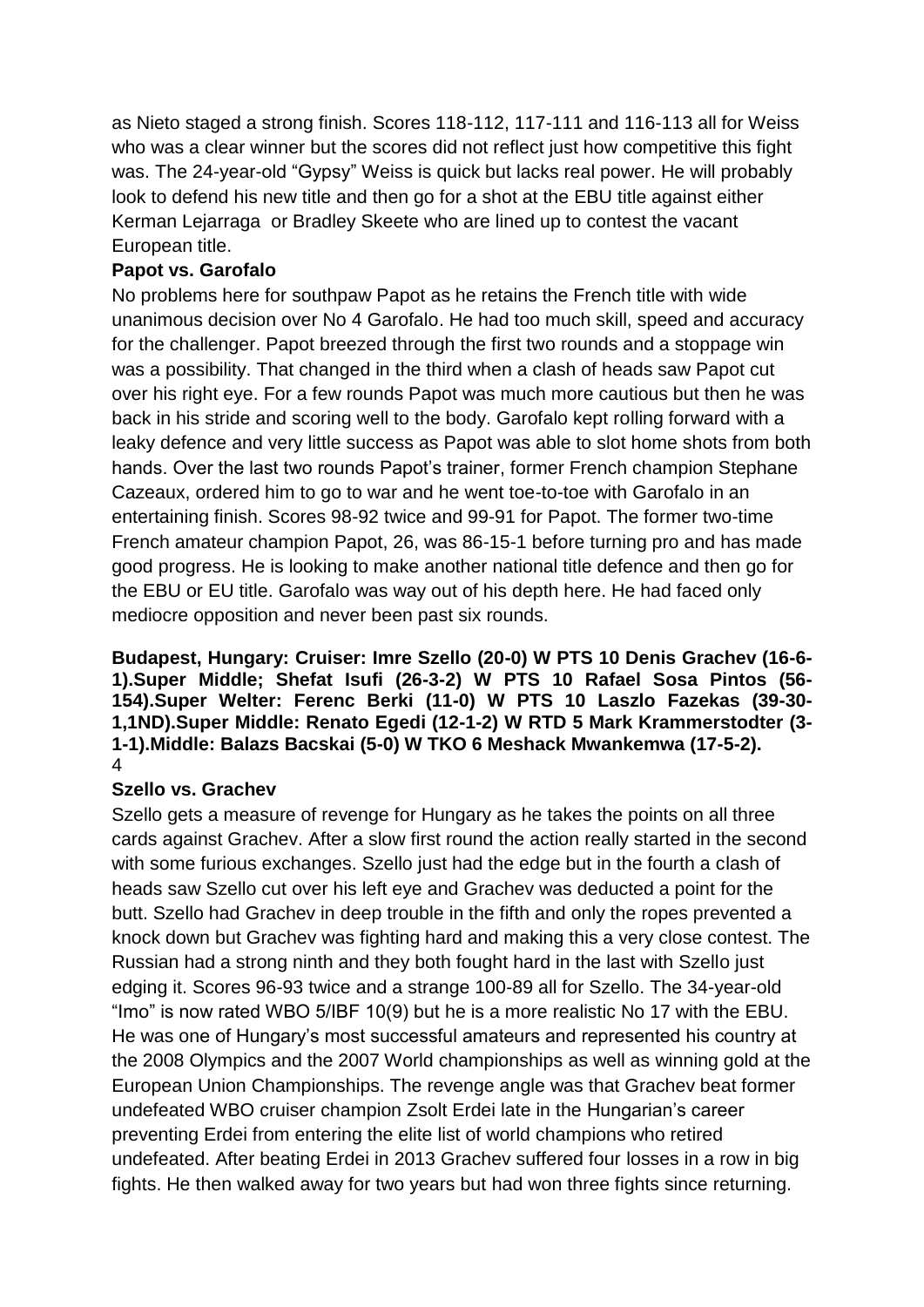as Nieto staged a strong finish. Scores 118-112, 117-111 and 116-113 all for Weiss who was a clear winner but the scores did not reflect just how competitive this fight was. The 24-year-old "Gypsy" Weiss is quick but lacks real power. He will probably look to defend his new title and then go for a shot at the EBU title against either Kerman Lejarraga or Bradley Skeete who are lined up to contest the vacant European title.

**Papot vs. Garofalo**

No problems here for southpaw Papot as he retains the French title with wide unanimous decision over No 4 Garofalo. He had too much skill, speed and accuracy for the challenger. Papot breezed through the first two rounds and a stoppage win was a possibility. That changed in the third when a clash of heads saw Papot cut over his right eye. For a few rounds Papot was much more cautious but then he was back in his stride and scoring well to the body. Garofalo kept rolling forward with a leaky defence and very little success as Papot was able to slot home shots from both hands. Over the last two rounds Papot's trainer, former French champion Stephane Cazeaux, ordered him to go to war and he went toe-to-toe with Garofalo in an entertaining finish. Scores 98-92 twice and 99-91 for Papot. The former two-time French amateur champion Papot, 26, was 86-15-1 before turning pro and has made good progress. He is looking to make another national title defence and then go for the EBU or EU title. Garofalo was way out of his depth here. He had faced only mediocre opposition and never been past six rounds.

**Budapest, Hungary: Cruiser: Imre Szello (20-0) W PTS 10 Denis Grachev (16-6-1).Super Middle; Shefat Isufi (26-3-2) W PTS 10 Rafael Sosa Pintos (56-154).Super Welter: Ferenc Berki (11-0) W PTS 10 Laszlo Fazekas (39-30-1,1ND).Super Middle: Renato Egedi (12-1-2) W RTD 5 Mark Krammerstodter (3-1-1).Middle: Balazs Bacskai (5-0) W TKO 6 Meshack Mwankemwa (17-5-2).**

**Szello vs. Grachev**

Szello gets a measure of revenge for Hungary as he takes the points on all three cards against Grachev. After a slow first round the action really started in the second with some furious exchanges. Szello just had the edge but in the fourth a clash of heads saw Szello cut over his left eye and Grachev was deducted a point for the butt. Szello had Grachev in deep trouble in the fifth and only the ropes prevented a knock down but Grachev was fighting hard and making this a very close contest. The Russian had a strong ninth and they both fought hard in the last with Szello just edging it. Scores 96-93 twice and a strange 100-89 all for Szello. The 34-year-old "Imo" is now rated WBO 5/IBF 10(9) but he is a more realistic No 17 with the EBU. He was one of Hungary's most successful amateurs and represented his country at the 2008 Olympics and the 2007 World championships as well as winning gold at the European Union Championships. The revenge angle was that Grachev beat former undefeated WBO cruiser champion Zsolt Erdei late in the Hungarian's career preventing Erdei from entering the elite list of world champions who retired undefeated. After beating Erdei in 2013 Grachev suffered four losses in a row in big fights. He then walked away for two years but had won three fights since returning.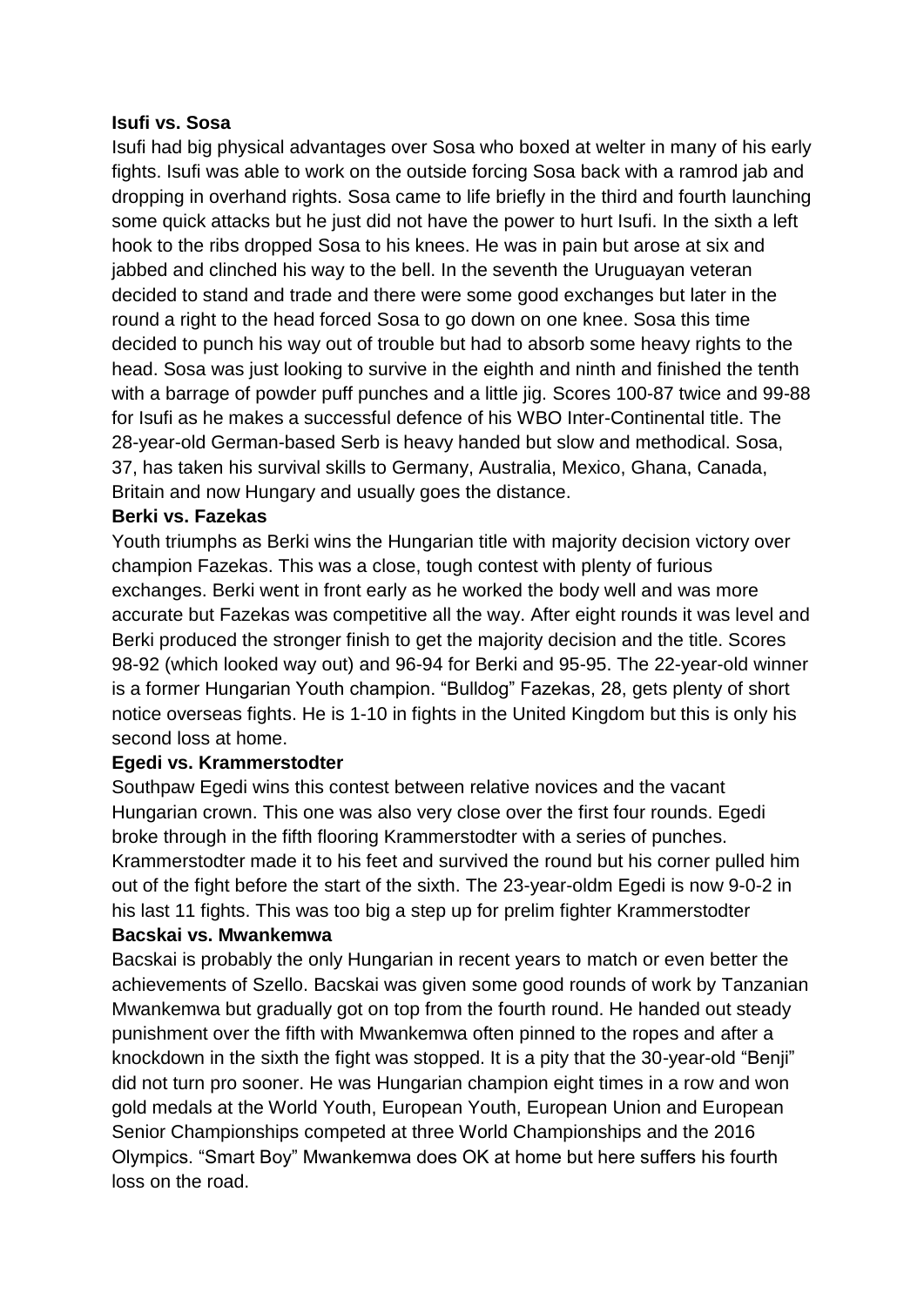**Isufi vs. Sosa**

Isufi had big physical advantages over Sosa who boxed at welter in many of his early fights. Isufi was able to work on the outside forcing Sosa back with a ramrod jab and dropping in overhand rights. Sosa came to life briefly in the third and fourth launching some quick attacks but he just did not have the power to hurt Isufi. In the sixth a left hook to the ribs dropped Sosa to his knees. He was in pain but arose at six and jabbed and clinched his way to the bell. In the seventh the Uruguayan veteran decided to stand and trade and there were some good exchanges but later in the round a right to the head forced Sosa to go down on one knee. Sosa this time decided to punch his way out of trouble but had to absorb some heavy rights to the head. Sosa was just looking to survive in the eighth and ninth and finished the tenth with a barrage of powder puff punches and a little jig. Scores 100-87 twice and 99-88 for Isufi as he makes a successful defence of his WBO Inter-Continental title. The 28-year-old German-based Serb is heavy handed but slow and methodical. Sosa, 37, has taken his survival skills to Germany, Australia, Mexico, Ghana, Canada, Britain and now Hungary and usually goes the distance.

**Berki vs. Fazekas**

Youth triumphs as Berki wins the Hungarian title with majority decision victory over champion Fazekas. This was a close, tough contest with plenty of furious exchanges. Berki went in front early as he worked the body well and was more accurate but Fazekas was competitive all the way. After eight rounds it was level and Berki produced the stronger finish to get the majority decision and the title. Scores 98-92 (which looked way out) and 96-94 for Berki and 95-95. The 22-year-old winner is a former Hungarian Youth champion. "Bulldog" Fazekas, 28, gets plenty of short notice overseas fights. He is 1-10 in fights in the United Kingdom but this is only his second loss at home.

**Egedi vs. Krammerstodter**

Southpaw Egedi wins this contest between relative novices and the vacant Hungarian crown. This one was also very close over the first four rounds. Egedi broke through in the fifth flooring Krammerstodter with a series of punches. Krammerstodter made it to his feet and survived the round but his corner pulled him out of the fight before the start of the sixth. The 23-year-oldm Egedi is now 9-0-2 in his last 11 fights. This was too big a step up for prelim fighter Krammerstodter

**Bacskai vs. Mwankemwa**

Bacskai is probably the only Hungarian in recent years to match or even better the achievements of Szello. Bacskai was given some good rounds of work by Tanzanian Mwankemwa but gradually got on top from the fourth round. He handed out steady punishment over the fifth with Mwankemwa often pinned to the ropes and after a knockdown in the sixth the fight was stopped. It is a pity that the 30-year-old "Benji" did not turn pro sooner. He was Hungarian champion eight times in a row and won gold medals at the World Youth, European Youth, European Union and European Senior Championships competed at three World Championships and the 2016 Olympics. "Smart Boy" Mwankemwa does OK at home but here suffers his fourth loss on the road.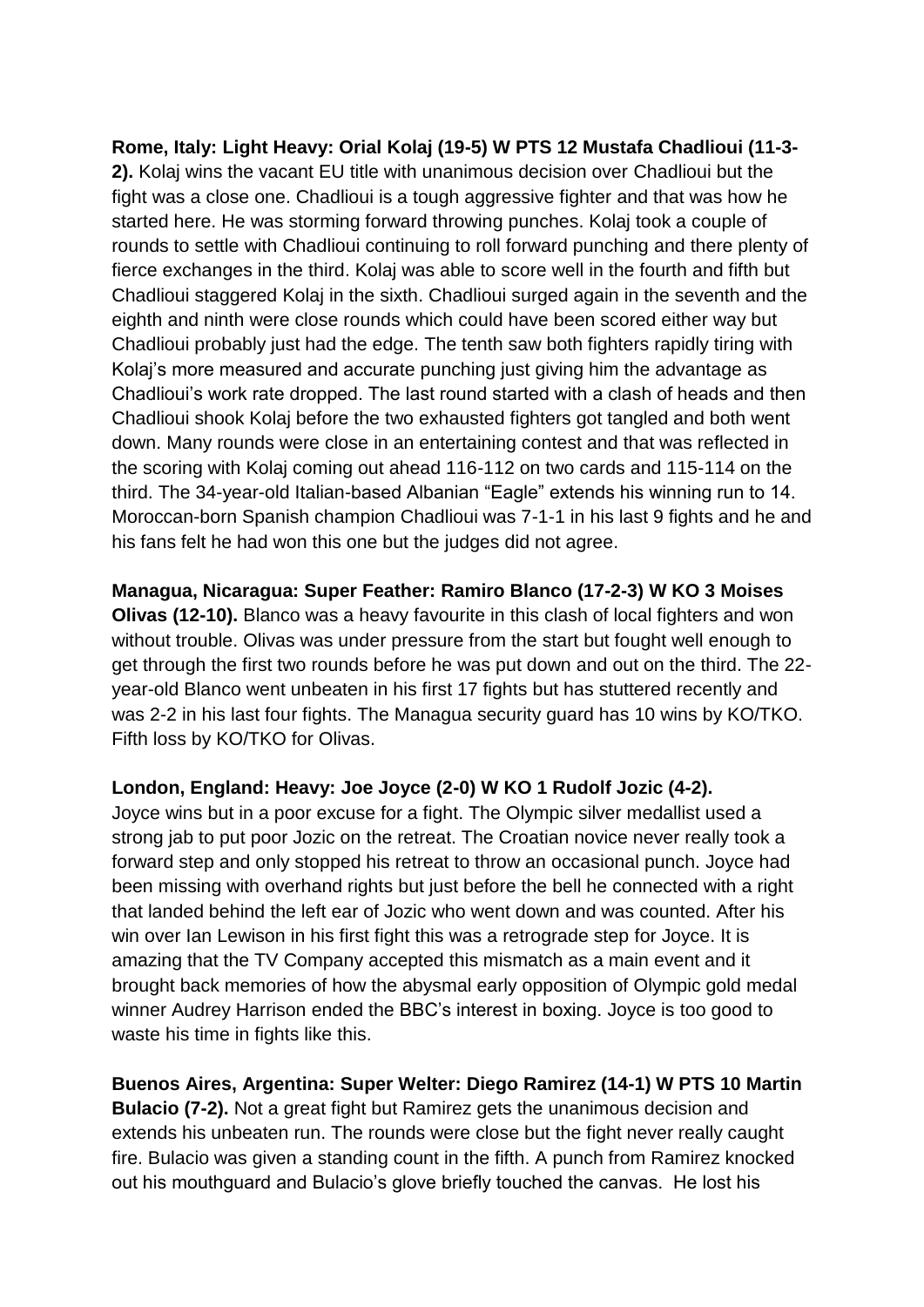**Rome, Italy: Light Heavy: Orial Kolaj (19-5) W PTS 12 Mustafa Chadlioui (11-3-2).** Kolaj wins the vacant EU title with unanimous decision over Chadlioui but the fight was a close one. Chadlioui is a tough aggressive fighter and that was how he started here. He was storming forward throwing punches. Kolaj took a couple of rounds to settle with Chadlioui continuing to roll forward punching and there plenty of fierce exchanges in the third. Kolaj was able to score well in the fourth and fifth but Chadlioui staggered Kolaj in the sixth. Chadlioui surged again in the seventh and the eighth and ninth were close rounds which could have been scored either way but Chadlioui probably just had the edge. The tenth saw both fighters rapidly tiring with Kolaj's more measured and accurate punching just giving him the advantage as Chadlioui's work rate dropped. The last round started with a clash of heads and then Chadlioui shook Kolaj before the two exhausted fighters got tangled and both went down. Many rounds were close in an entertaining contest and that was reflected in the scoring with Kolaj coming out ahead 116-112 on two cards and 115-114 on the third. The 34-year-old Italian-based Albanian "Eagle" extends his winning run to 14. Moroccan-born Spanish champion Chadlioui was 7-1-1 in his last 9 fights and he and his fans felt he had won this one but the judges did not agree.

**Managua, Nicaragua: Super Feather: Ramiro Blanco (17-2-3) W KO 3 Moises Olivas (12-10).** Blanco was a heavy favourite in this clash of local fighters and won without trouble. Olivas was under pressure from the start but fought well enough to get through the first two rounds before he was put down and out on the third. The 22-year-old Blanco went unbeaten in his first 17 fights but has stuttered recently and was 2-2 in his last four fights. The Managua security guard has 10 wins by KO/TKO. Fifth loss by KO/TKO for Olivas.

**London, England: Heavy: Joe Joyce (2-0) W KO 1 Rudolf Jozic (4-2).** Joyce wins but in a poor excuse for a fight. The Olympic silver medallist used a strong jab to put poor Jozic on the retreat. The Croatian novice never really took a forward step and only stopped his retreat to throw an occasional punch. Joyce had been missing with overhand rights but just before the bell he connected with a right that landed behind the left ear of Jozic who went down and was counted. After his win over Ian Lewison in his first fight this was a retrograde step for Joyce. It is amazing that the TV Company accepted this mismatch as a main event and it brought back memories of how the abysmal early opposition of Olympic gold medal winner Audrey Harrison ended the BBC's interest in boxing. Joyce is too good to waste his time in fights like this.

**Buenos Aires, Argentina: Super Welter: Diego Ramirez (14-1) W PTS 10 Martin Bulacio (7-2).** Not a great fight but Ramirez gets the unanimous decision and extends his unbeaten run. The rounds were close but the fight never really caught fire. Bulacio was given a standing count in the fifth. A punch from Ramirez knocked out his mouthguard and Bulacio's glove briefly touched the canvas. He lost his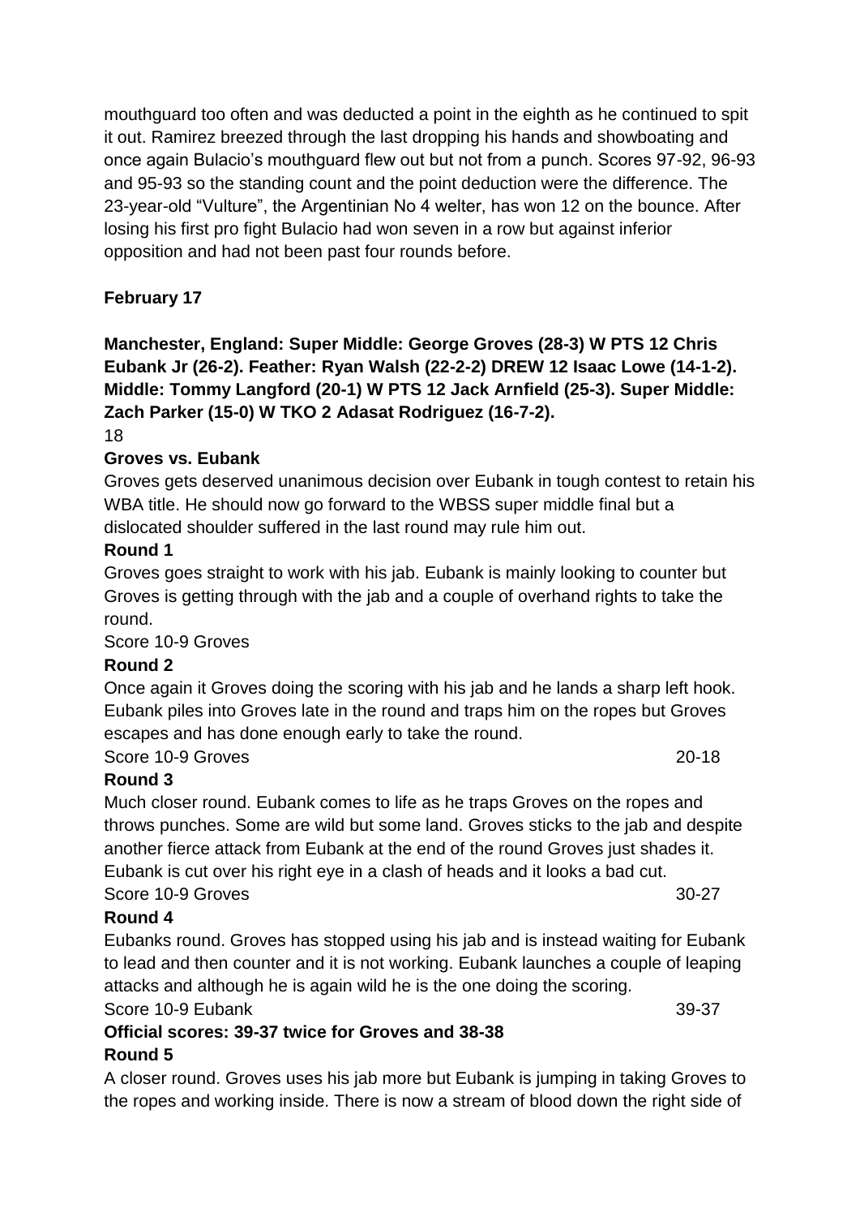mouthguard too often and was deducted a point in the eighth as he continued to spit it out. Ramirez breezed through the last dropping his hands and showboating and once again Bulacio's mouthguard flew out but not from a punch. Scores 97-92, 96-93 and 95-93 so the standing count and the point deduction were the difference. The 23-year-old "Vulture", the Argentinian No 4 welter, has won 12 on the bounce. After losing his first pro fight Bulacio had won seven in a row but against inferior opposition and had not been past four rounds before.

**February 17**

**Manchester, England: Super Middle: George Groves (28-3) W PTS 12 Chris Eubank Jr (26-2). Feather: Ryan Walsh (22-2-2) DREW 12 Isaac Lowe (14-1-2). Middle: Tommy Langford (20-1) W PTS 12 Jack Arnfield (25-3). Super Middle: Zach Parker (15-0) W TKO 2 Adasat Rodriguez (16-7-2).**

18

**Groves vs. Eubank**

Groves gets deserved unanimous decision over Eubank in tough contest to retain his WBA title. He should now go forward to the WBSS super middle final but a dislocated shoulder suffered in the last round may rule him out.

**Round 1**

Groves goes straight to work with his jab. Eubank is mainly looking to counter but Groves is getting through with the jab and a couple of overhand rights to take the round.

Score 10-9 Groves

**Round 2**

Once again it Groves doing the scoring with his jab and he lands a sharp left hook. Eubank piles into Groves late in the round and traps him on the ropes but Groves escapes and has done enough early to take the round.

Score 10-9 Groves 20-18

**Round 3**

Much closer round. Eubank comes to life as he traps Groves on the ropes and throws punches. Some are wild but some land. Groves sticks to the jab and despite another fierce attack from Eubank at the end of the round Groves just shades it. Eubank is cut over his right eye in a clash of heads and it looks a bad cut.

Score 10-9 Groves 30-27

**Round 4**

Eubanks round. Groves has stopped using his jab and is instead waiting for Eubank to lead and then counter and it is not working. Eubank launches a couple of leaping attacks and although he is again wild he is the one doing the scoring.

Score 10-9 Eubank 39-37

**Official scores: 39-37 twice for Groves and 38-38**

**Round 5**

A closer round. Groves uses his jab more but Eubank is jumping in taking Groves to the ropes and working inside. There is now a stream of blood down the right side of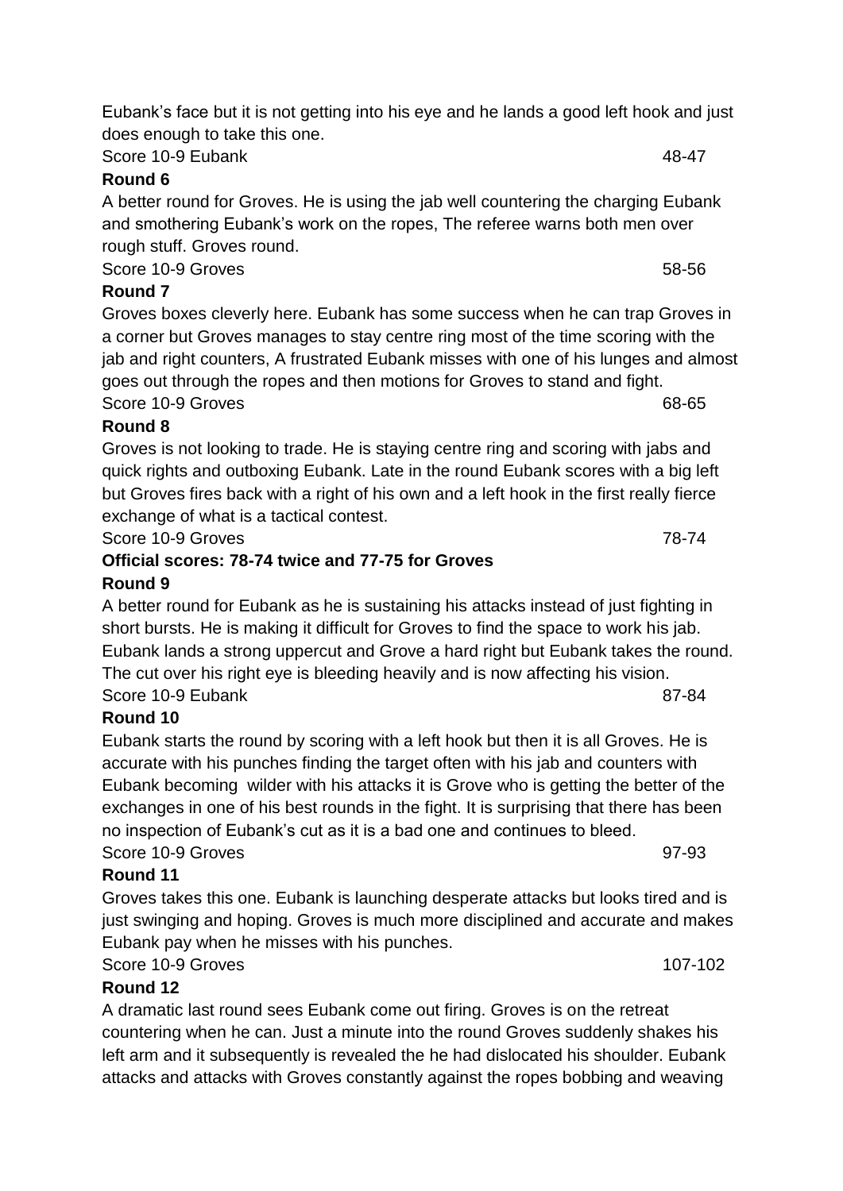Eubank's face but it is not getting into his eye and he lands a good left hook and just does enough to take this one.

Score 10-9 Eubank 48-47

**Round 6**

A better round for Groves. He is using the jab well countering the charging Eubank and smothering Eubank's work on the ropes, The referee warns both men over rough stuff. Groves round.

Score 10-9 Groves 58-56

**Round 7**

Groves boxes cleverly here. Eubank has some success when he can trap Groves in a corner but Groves manages to stay centre ring most of the time scoring with the jab and right counters, A frustrated Eubank misses with one of his lunges and almost goes out through the ropes and then motions for Groves to stand and fight.

Score 10-9 Groves 68-65

**Round 8**

Groves is not looking to trade. He is staying centre ring and scoring with jabs and quick rights and outboxing Eubank. Late in the round Eubank scores with a big left but Groves fires back with a right of his own and a left hook in the first really fierce exchange of what is a tactical contest.

Score 10-9 Groves 78-74

**Official scores: 78-74 twice and 77-75 for Groves**

**Round 9**

A better round for Eubank as he is sustaining his attacks instead of just fighting in short bursts. He is making it difficult for Groves to find the space to work his jab. Eubank lands a strong uppercut and Grove a hard right but Eubank takes the round. The cut over his right eye is bleeding heavily and is now affecting his vision.

Score 10-9 Eubank 87-84

**Round 10**

Eubank starts the round by scoring with a left hook but then it is all Groves. He is accurate with his punches finding the target often with his jab and counters with Eubank becoming wilder with his attacks it is Grove who is getting the better of the exchanges in one of his best rounds in the fight. It is surprising that there has been no inspection of Eubank's cut as it is a bad one and continues to bleed.

Score 10-9 Groves 97-93

**Round 11**

Groves takes this one. Eubank is launching desperate attacks but looks tired and is just swinging and hoping. Groves is much more disciplined and accurate and makes Eubank pay when he misses with his punches.

Score 10-9 Groves 107-102

**Round 12**

A dramatic last round sees Eubank come out firing. Groves is on the retreat countering when he can. Just a minute into the round Groves suddenly shakes his left arm and it subsequently is revealed the he had dislocated his shoulder. Eubank attacks and attacks with Groves constantly against the ropes bobbing and weaving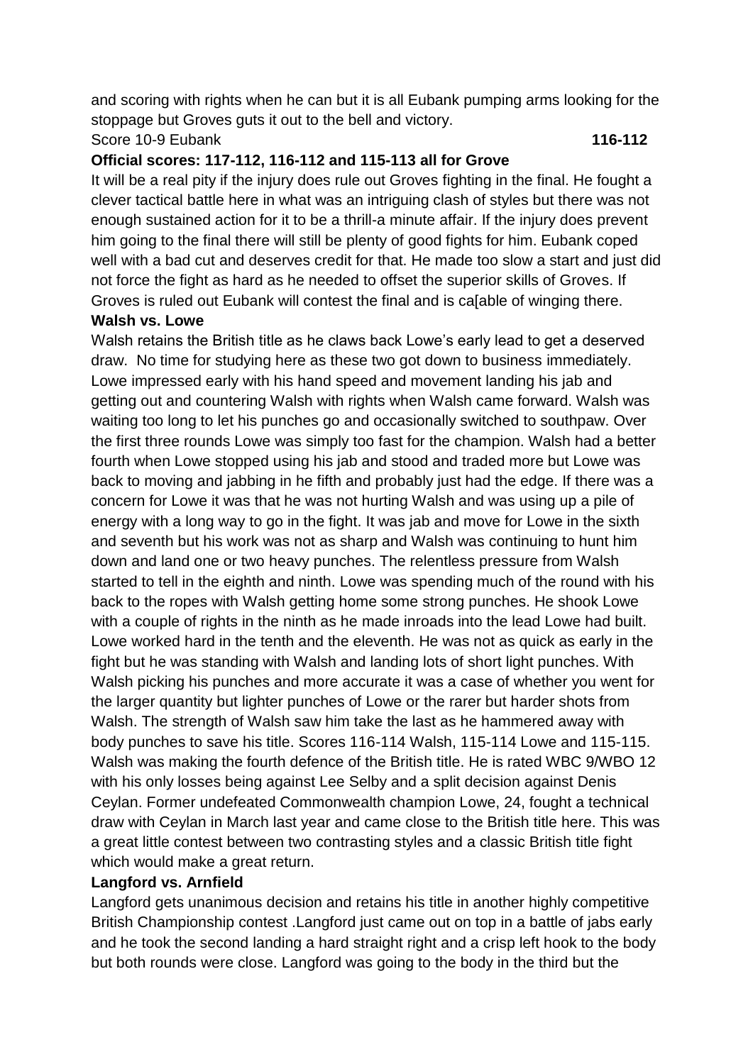and scoring with rights when he can but it is all Eubank pumping arms looking for the stoppage but Groves guts it out to the bell and victory.

Score 10-9 Eubank **116-112**

**Official scores: 117-112, 116-112 and 115-113 all for Grove**

It will be a real pity if the injury does rule out Groves fighting in the final. He fought a clever tactical battle here in what was an intriguing clash of styles but there was not enough sustained action for it to be a thrill-a minute affair. If the injury does prevent him going to the final there will still be plenty of good fights for him. Eubank coped well with a bad cut and deserves credit for that. He made too slow a start and just did not force the fight as hard as he needed to offset the superior skills of Groves. If Groves is ruled out Eubank will contest the final and is ca[able of winging there.

**Walsh vs. Lowe**

Walsh retains the British title as he claws back Lowe's early lead to get a deserved draw. No time for studying here as these two got down to business immediately. Lowe impressed early with his hand speed and movement landing his jab and getting out and countering Walsh with rights when Walsh came forward. Walsh was waiting too long to let his punches go and occasionally switched to southpaw. Over the first three rounds Lowe was simply too fast for the champion. Walsh had a better fourth when Lowe stopped using his jab and stood and traded more but Lowe was back to moving and jabbing in he fifth and probably just had the edge. If there was a concern for Lowe it was that he was not hurting Walsh and was using up a pile of energy with a long way to go in the fight. It was jab and move for Lowe in the sixth and seventh but his work was not as sharp and Walsh was continuing to hunt him down and land one or two heavy punches. The relentless pressure from Walsh started to tell in the eighth and ninth. Lowe was spending much of the round with his back to the ropes with Walsh getting home some strong punches. He shook Lowe with a couple of rights in the ninth as he made inroads into the lead Lowe had built. Lowe worked hard in the tenth and the eleventh. He was not as quick as early in the fight but he was standing with Walsh and landing lots of short light punches. With Walsh picking his punches and more accurate it was a case of whether you went for the larger quantity but lighter punches of Lowe or the rarer but harder shots from Walsh. The strength of Walsh saw him take the last as he hammered away with body punches to save his title. Scores 116-114 Walsh, 115-114 Lowe and 115-115. Walsh was making the fourth defence of the British title. He is rated WBC 9/WBO 12 with his only losses being against Lee Selby and a split decision against Denis Ceylan. Former undefeated Commonwealth champion Lowe, 24, fought a technical draw with Ceylan in March last year and came close to the British title here. This was a great little contest between two contrasting styles and a classic British title fight which would make a great return.

**Langford vs. Arnfield**

Langford gets unanimous decision and retains his title in another highly competitive British Championship contest .Langford just came out on top in a battle of jabs early and he took the second landing a hard straight right and a crisp left hook to the body but both rounds were close. Langford was going to the body in the third but the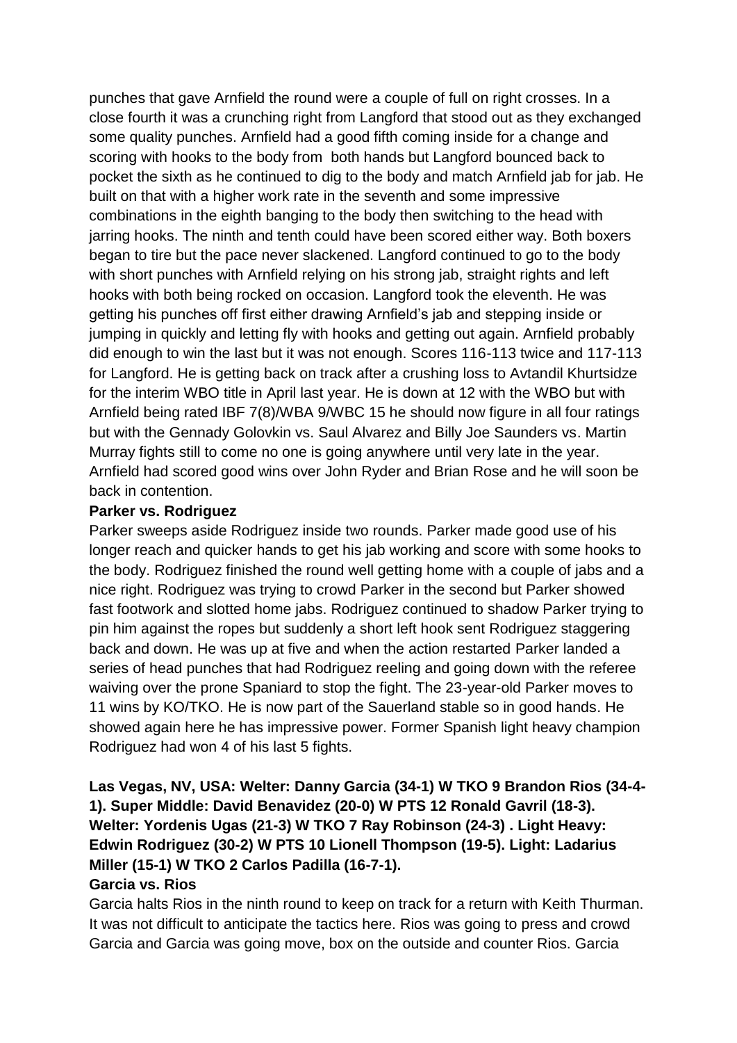punches that gave Arnfield the round were a couple of full on right crosses. In a close fourth it was a crunching right from Langford that stood out as they exchanged some quality punches. Arnfield had a good fifth coming inside for a change and scoring with hooks to the body from both hands but Langford bounced back to pocket the sixth as he continued to dig to the body and match Arnfield jab for jab. He built on that with a higher work rate in the seventh and some impressive combinations in the eighth banging to the body then switching to the head with jarring hooks. The ninth and tenth could have been scored either way. Both boxers began to tire but the pace never slackened. Langford continued to go to the body with short punches with Arnfield relying on his strong jab, straight rights and left hooks with both being rocked on occasion. Langford took the eleventh. He was getting his punches off first either drawing Arnfield's jab and stepping inside or jumping in quickly and letting fly with hooks and getting out again. Arnfield probably did enough to win the last but it was not enough. Scores 116-113 twice and 117-113 for Langford. He is getting back on track after a crushing loss to Avtandil Khurtsidze for the interim WBO title in April last year. He is down at 12 with the WBO but with Arnfield being rated IBF 7(8)/WBA 9/WBC 15 he should now figure in all four ratings but with the Gennady Golovkin vs. Saul Alvarez and Billy Joe Saunders vs. Martin Murray fights still to come no one is going anywhere until very late in the year. Arnfield had scored good wins over John Ryder and Brian Rose and he will soon be back in contention.

**Parker vs. Rodriguez**

Parker sweeps aside Rodriguez inside two rounds. Parker made good use of his longer reach and quicker hands to get his jab working and score with some hooks to the body. Rodriguez finished the round well getting home with a couple of jabs and a nice right. Rodriguez was trying to crowd Parker in the second but Parker showed fast footwork and slotted home jabs. Rodriguez continued to shadow Parker trying to pin him against the ropes but suddenly a short left hook sent Rodriguez staggering back and down. He was up at five and when the action restarted Parker landed a series of head punches that had Rodriguez reeling and going down with the referee waiving over the prone Spaniard to stop the fight. The 23-year-old Parker moves to 11 wins by KO/TKO. He is now part of the Sauerland stable so in good hands. He showed again here he has impressive power. Former Spanish light heavy champion Rodriguez had won 4 of his last 5 fights.

**Las Vegas, NV, USA: Welter: Danny Garcia (34-1) W TKO 9 Brandon Rios (34-4-1). Super Middle: David Benavidez (20-0) W PTS 12 Ronald Gavril (18-3). Welter: Yordenis Ugas (21-3) W TKO 7 Ray Robinson (24-3) . Light Heavy: Edwin Rodriguez (30-2) W PTS 10 Lionell Thompson (19-5). Light: Ladarius Miller (15-1) W TKO 2 Carlos Padilla (16-7-1).**

**Garcia vs. Rios**

Garcia halts Rios in the ninth round to keep on track for a return with Keith Thurman. It was not difficult to anticipate the tactics here. Rios was going to press and crowd Garcia and Garcia was going move, box on the outside and counter Rios. Garcia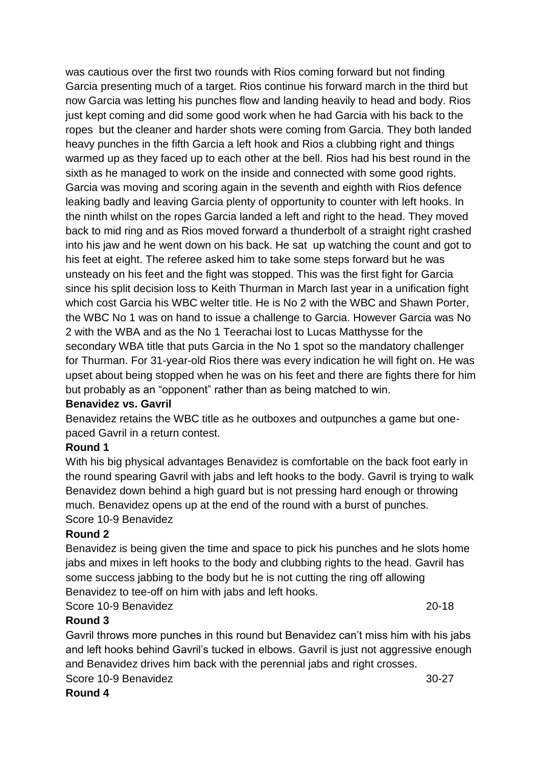was cautious over the first two rounds with Rios coming forward but not finding Garcia presenting much of a target. Rios continue his forward march in the third but now Garcia was letting his punches flow and landing heavily to head and body. Rios just kept coming and did some good work when he had Garcia with his back to the ropes but the cleaner and harder shots were coming from Garcia. They both landed heavy punches in the fifth Garcia a left hook and Rios a clubbing right and things warmed up as they faced up to each other at the bell. Rios had his best round in the sixth as he managed to work on the inside and connected with some good rights. Garcia was moving and scoring again in the seventh and eighth with Rios defence leaking badly and leaving Garcia plenty of opportunity to counter with left hooks. In the ninth whilst on the ropes Garcia landed a left and right to the head. They moved back to mid ring and as Rios moved forward a thunderbolt of a straight right crashed into his jaw and he went down on his back. He sat up watching the count and got to his feet at eight. The referee asked him to take some steps forward but he was unsteady on his feet and the fight was stopped. This was the first fight for Garcia since his split decision loss to Keith Thurman in March last year in a unification fight which cost Garcia his WBC welter title. He is No 2 with the WBC and Shawn Porter, the WBC No 1 was on hand to issue a challenge to Garcia. However Garcia was No 2 with the WBA and as the No 1 Teerachai lost to Lucas Matthysse for the secondary WBA title that puts Garcia in the No 1 spot so the mandatory challenger for Thurman. For 31-year-old Rios there was every indication he will fight on. He was upset about being stopped when he was on his feet and there are fights there for him but probably as an "opponent" rather than as being matched to win.

**Benavidez vs. Gavril**

Benavidez retains the WBC title as he outboxes and outpunches a game but one-paced Gavril in a return contest.

**Round 1**

With his big physical advantages Benavidez is comfortable on the back foot early in the round spearing Gavril with jabs and left hooks to the body. Gavril is trying to walk Benavidez down behind a high guard but is not pressing hard enough or throwing much. Benavidez opens up at the end of the round with a burst of punches.

Score 10-9 Benavidez

**Round 2**

Benavidez is being given the time and space to pick his punches and he slots home jabs and mixes in left hooks to the body and clubbing rights to the head. Gavril has some success jabbing to the body but he is not cutting the ring off allowing Benavidez to tee-off on him with jabs and left hooks.

Score 10-9 Benavidez 20-18

**Round 3**

Gavril throws more punches in this round but Benavidez can't miss him with his jabs and left hooks behind Gavril's tucked in elbows. Gavril is just not aggressive enough and Benavidez drives him back with the perennial jabs and right crosses.

Score 10-9 Benavidez 30-27

**Round 4**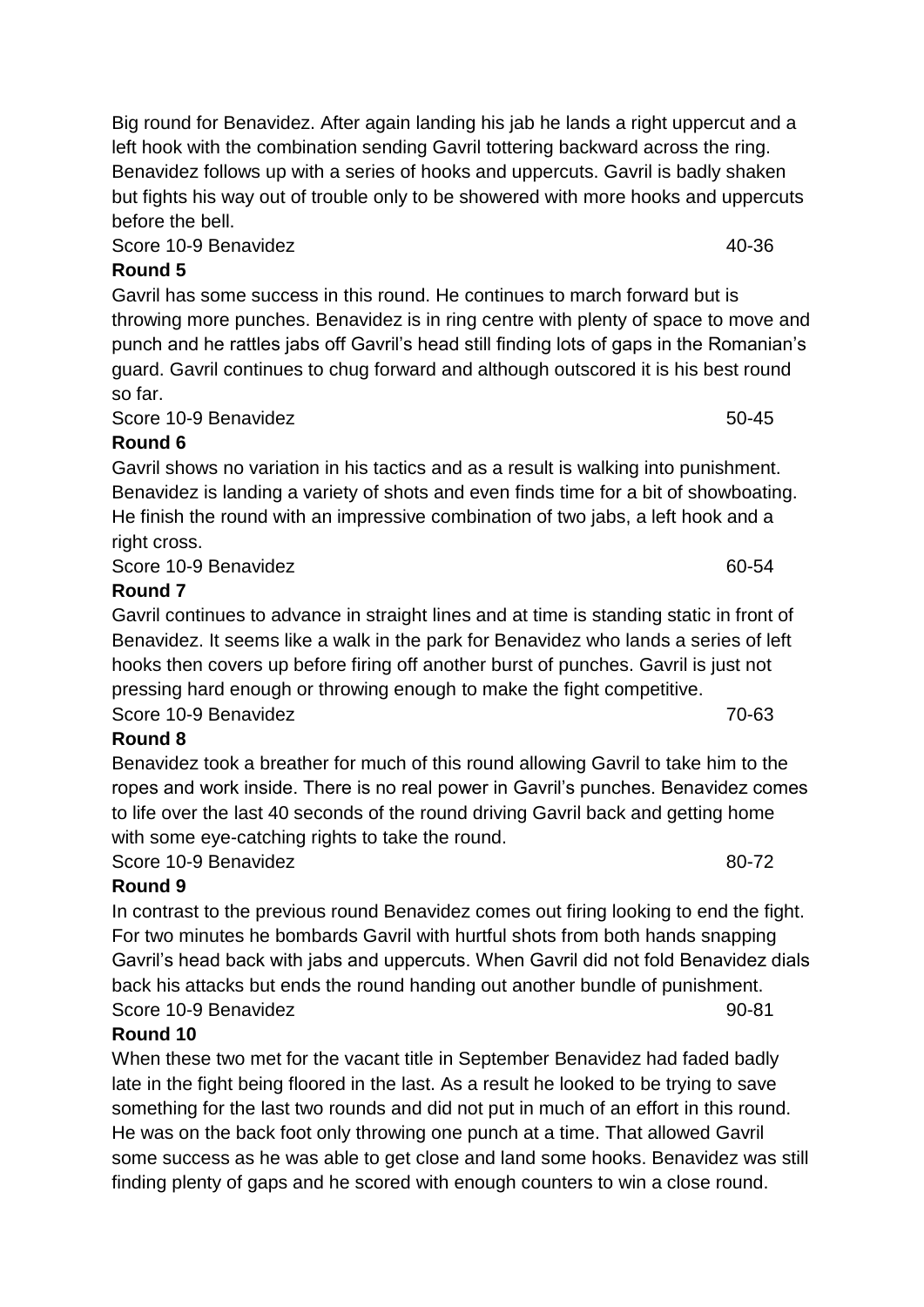Big round for Benavidez. After again landing his jab he lands a right uppercut and a left hook with the combination sending Gavril tottering backward across the ring. Benavidez follows up with a series of hooks and uppercuts. Gavril is badly shaken but fights his way out of trouble only to be showered with more hooks and uppercuts before the bell.

Score 10-9 Benavidez 40-36

**Round 5**

Gavril has some success in this round. He continues to march forward but is throwing more punches. Benavidez is in ring centre with plenty of space to move and punch and he rattles jabs off Gavril's head still finding lots of gaps in the Romanian's guard. Gavril continues to chug forward and although outscored it is his best round so far.

Score 10-9 Benavidez 50-45

**Round 6**

Gavril shows no variation in his tactics and as a result is walking into punishment. Benavidez is landing a variety of shots and even finds time for a bit of showboating. He finish the round with an impressive combination of two jabs, a left hook and a right cross.

Score 10-9 Benavidez 60-54

**Round 7**

Gavril continues to advance in straight lines and at time is standing static in front of Benavidez. It seems like a walk in the park for Benavidez who lands a series of left hooks then covers up before firing off another burst of punches. Gavril is just not pressing hard enough or throwing enough to make the fight competitive.

Score 10-9 Benavidez 70-63

**Round 8**

Benavidez took a breather for much of this round allowing Gavril to take him to the ropes and work inside. There is no real power in Gavril's punches. Benavidez comes to life over the last 40 seconds of the round driving Gavril back and getting home with some eye-catching rights to take the round.

Score 10-9 Benavidez 80-72

**Round 9**

In contrast to the previous round Benavidez comes out firing looking to end the fight. For two minutes he bombards Gavril with hurtful shots from both hands snapping Gavril's head back with jabs and uppercuts. When Gavril did not fold Benavidez dials back his attacks but ends the round handing out another bundle of punishment.

Score 10-9 Benavidez 90-81

**Round 10**

When these two met for the vacant title in September Benavidez had faded badly late in the fight being floored in the last. As a result he looked to be trying to save something for the last two rounds and did not put in much of an effort in this round. He was on the back foot only throwing one punch at a time. That allowed Gavril some success as he was able to get close and land some hooks. Benavidez was still finding plenty of gaps and he scored with enough counters to win a close round.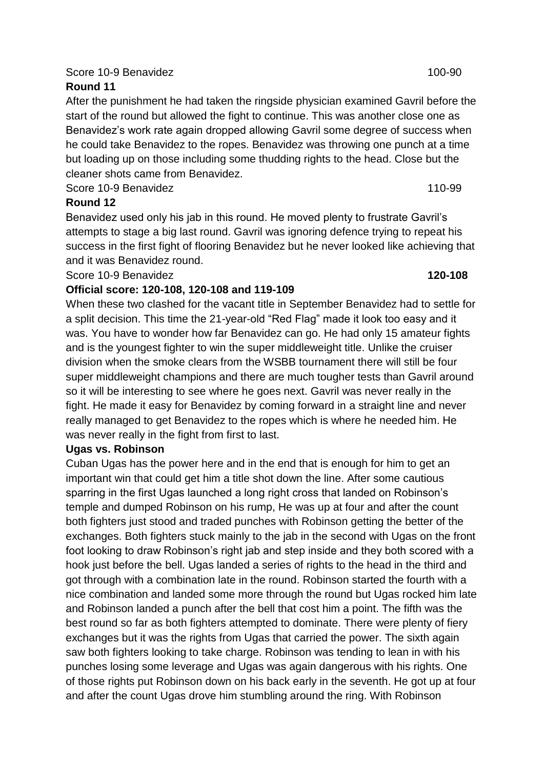Score 10-9 Benavidez 100-90

**Round 11**

After the punishment he had taken the ringside physician examined Gavril before the start of the round but allowed the fight to continue. This was another close one as Benavidez's work rate again dropped allowing Gavril some degree of success when he could take Benavidez to the ropes. Benavidez was throwing one punch at a time but loading up on those including some thudding rights to the head. Close but the cleaner shots came from Benavidez.

Score 10-9 Benavidez 110-99

**Round 12**

Benavidez used only his jab in this round. He moved plenty to frustrate Gavril's attempts to stage a big last round. Gavril was ignoring defence trying to repeat his success in the first fight of flooring Benavidez but he never looked like achieving that and it was Benavidez round.

Score 10-9 Benavidez **120-108**

**Official score: 120-108, 120-108 and 119-109**

When these two clashed for the vacant title in September Benavidez had to settle for a split decision. This time the 21-year-old "Red Flag" made it look too easy and it was. You have to wonder how far Benavidez can go. He had only 15 amateur fights and is the youngest fighter to win the super middleweight title. Unlike the cruiser division when the smoke clears from the WSBB tournament there will still be four super middleweight champions and there are much tougher tests than Gavril around so it will be interesting to see where he goes next. Gavril was never really in the fight. He made it easy for Benavidez by coming forward in a straight line and never really managed to get Benavidez to the ropes which is where he needed him. He was never really in the fight from first to last.

**Ugas vs. Robinson**

Cuban Ugas has the power here and in the end that is enough for him to get an important win that could get him a title shot down the line. After some cautious sparring in the first Ugas launched a long right cross that landed on Robinson's temple and dumped Robinson on his rump, He was up at four and after the count both fighters just stood and traded punches with Robinson getting the better of the exchanges. Both fighters stuck mainly to the jab in the second with Ugas on the front foot looking to draw Robinson's right jab and step inside and they both scored with a hook just before the bell. Ugas landed a series of rights to the head in the third and got through with a combination late in the round. Robinson started the fourth with a nice combination and landed some more through the round but Ugas rocked him late and Robinson landed a punch after the bell that cost him a point. The fifth was the best round so far as both fighters attempted to dominate. There were plenty of fiery exchanges but it was the rights from Ugas that carried the power. The sixth again saw both fighters looking to take charge. Robinson was tending to lean in with his punches losing some leverage and Ugas was again dangerous with his rights. One of those rights put Robinson down on his back early in the seventh. He got up at four and after the count Ugas drove him stumbling around the ring. With Robinson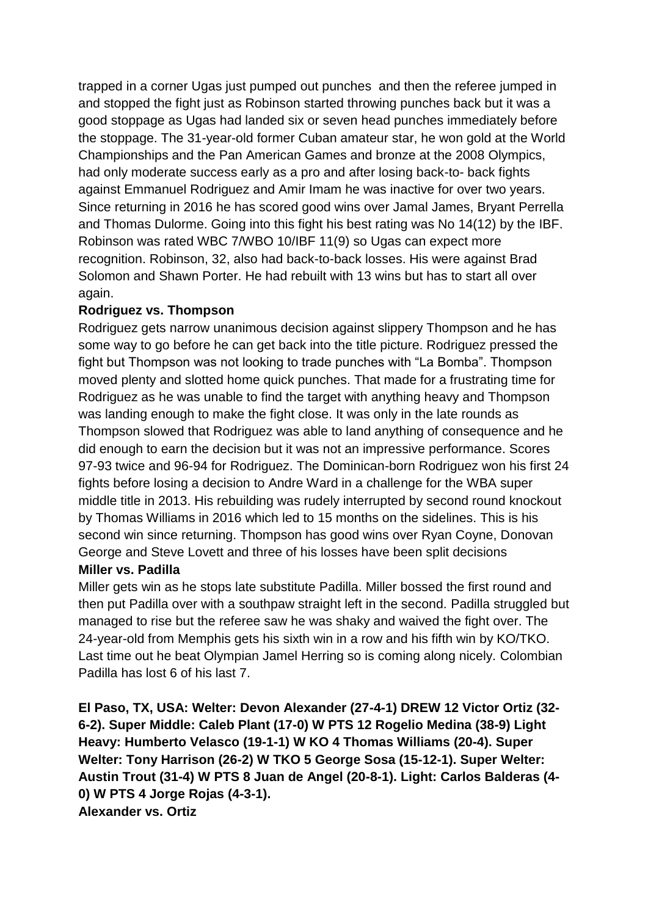trapped in a corner Ugas just pumped out punches and then the referee jumped in and stopped the fight just as Robinson started throwing punches back but it was a good stoppage as Ugas had landed six or seven head punches immediately before the stoppage. The 31-year-old former Cuban amateur star, he won gold at the World Championships and the Pan American Games and bronze at the 2008 Olympics, had only moderate success early as a pro and after losing back-to- back fights against Emmanuel Rodriguez and Amir Imam he was inactive for over two years. Since returning in 2016 he has scored good wins over Jamal James, Bryant Perrella and Thomas Dulorme. Going into this fight his best rating was No 14(12) by the IBF. Robinson was rated WBC 7/WBO 10/IBF 11(9) so Ugas can expect more recognition. Robinson, 32, also had back-to-back losses. His were against Brad Solomon and Shawn Porter. He had rebuilt with 13 wins but has to start all over again.

**Rodriguez vs. Thompson**

Rodriguez gets narrow unanimous decision against slippery Thompson and he has some way to go before he can get back into the title picture. Rodriguez pressed the fight but Thompson was not looking to trade punches with "La Bomba". Thompson moved plenty and slotted home quick punches. That made for a frustrating time for Rodriguez as he was unable to find the target with anything heavy and Thompson was landing enough to make the fight close. It was only in the late rounds as Thompson slowed that Rodriguez was able to land anything of consequence and he did enough to earn the decision but it was not an impressive performance. Scores 97-93 twice and 96-94 for Rodriguez. The Dominican-born Rodriguez won his first 24 fights before losing a decision to Andre Ward in a challenge for the WBA super middle title in 2013. His rebuilding was rudely interrupted by second round knockout by Thomas Williams in 2016 which led to 15 months on the sidelines. This is his second win since returning. Thompson has good wins over Ryan Coyne, Donovan George and Steve Lovett and three of his losses have been split decisions

**Miller vs. Padilla**

Miller gets win as he stops late substitute Padilla. Miller bossed the first round and then put Padilla over with a southpaw straight left in the second. Padilla struggled but managed to rise but the referee saw he was shaky and waived the fight over. The 24-year-old from Memphis gets his sixth win in a row and his fifth win by KO/TKO. Last time out he beat Olympian Jamel Herring so is coming along nicely. Colombian Padilla has lost 6 of his last 7.

**El Paso, TX, USA: Welter: Devon Alexander (27-4-1) DREW 12 Victor Ortiz (32-6-2). Super Middle: Caleb Plant (17-0) W PTS 12 Rogelio Medina (38-9) Light Heavy: Humberto Velasco (19-1-1) W KO 4 Thomas Williams (20-4). Super Welter: Tony Harrison (26-2) W TKO 5 George Sosa (15-12-1). Super Welter: Austin Trout (31-4) W PTS 8 Juan de Angel (20-8-1). Light: Carlos Balderas (4-0) W PTS 4 Jorge Rojas (4-3-1).**

**Alexander vs. Ortiz**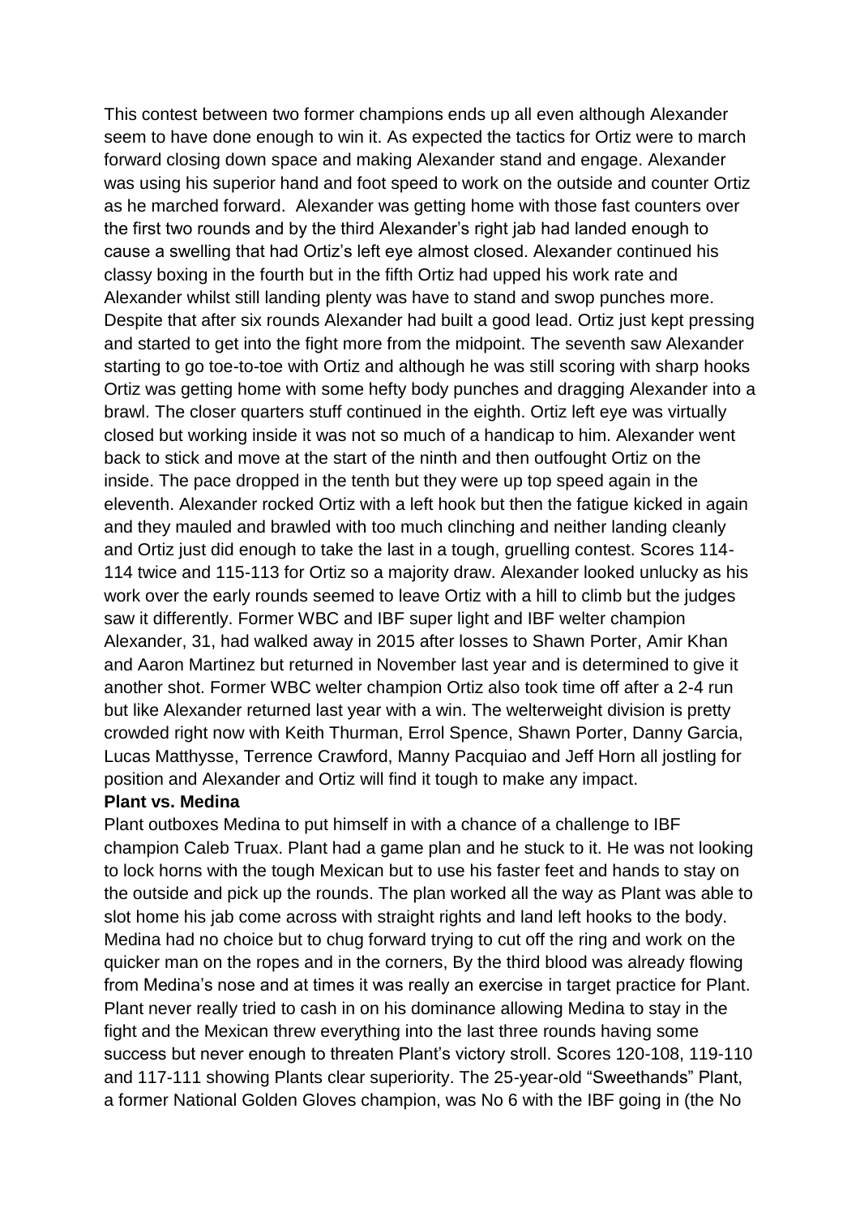This contest between two former champions ends up all even although Alexander seem to have done enough to win it. As expected the tactics for Ortiz were to march forward closing down space and making Alexander stand and engage. Alexander was using his superior hand and foot speed to work on the outside and counter Ortiz as he marched forward. Alexander was getting home with those fast counters over the first two rounds and by the third Alexander's right jab had landed enough to cause a swelling that had Ortiz's left eye almost closed. Alexander continued his classy boxing in the fourth but in the fifth Ortiz had upped his work rate and Alexander whilst still landing plenty was have to stand and swop punches more. Despite that after six rounds Alexander had built a good lead. Ortiz just kept pressing and started to get into the fight more from the midpoint. The seventh saw Alexander starting to go toe-to-toe with Ortiz and although he was still scoring with sharp hooks Ortiz was getting home with some hefty body punches and dragging Alexander into a brawl. The closer quarters stuff continued in the eighth. Ortiz left eye was virtually closed but working inside it was not so much of a handicap to him. Alexander went back to stick and move at the start of the ninth and then outfought Ortiz on the inside. The pace dropped in the tenth but they were up top speed again in the eleventh. Alexander rocked Ortiz with a left hook but then the fatigue kicked in again and they mauled and brawled with too much clinching and neither landing cleanly and Ortiz just did enough to take the last in a tough, gruelling contest. Scores 114-114 twice and 115-113 for Ortiz so a majority draw. Alexander looked unlucky as his work over the early rounds seemed to leave Ortiz with a hill to climb but the judges saw it differently. Former WBC and IBF super light and IBF welter champion Alexander, 31, had walked away in 2015 after losses to Shawn Porter, Amir Khan and Aaron Martinez but returned in November last year and is determined to give it another shot. Former WBC welter champion Ortiz also took time off after a 2-4 run but like Alexander returned last year with a win. The welterweight division is pretty crowded right now with Keith Thurman, Errol Spence, Shawn Porter, Danny Garcia, Lucas Matthysse, Terrence Crawford, Manny Pacquiao and Jeff Horn all jostling for position and Alexander and Ortiz will find it tough to make any impact.

**Plant vs. Medina**

Plant outboxes Medina to put himself in with a chance of a challenge to IBF champion Caleb Truax. Plant had a game plan and he stuck to it. He was not looking to lock horns with the tough Mexican but to use his faster feet and hands to stay on the outside and pick up the rounds. The plan worked all the way as Plant was able to slot home his jab come across with straight rights and land left hooks to the body. Medina had no choice but to chug forward trying to cut off the ring and work on the quicker man on the ropes and in the corners, By the third blood was already flowing from Medina's nose and at times it was really an exercise in target practice for Plant. Plant never really tried to cash in on his dominance allowing Medina to stay in the fight and the Mexican threw everything into the last three rounds having some success but never enough to threaten Plant's victory stroll. Scores 120-108, 119-110 and 117-111 showing Plants clear superiority. The 25-year-old "Sweethands" Plant, a former National Golden Gloves champion, was No 6 with the IBF going in (the No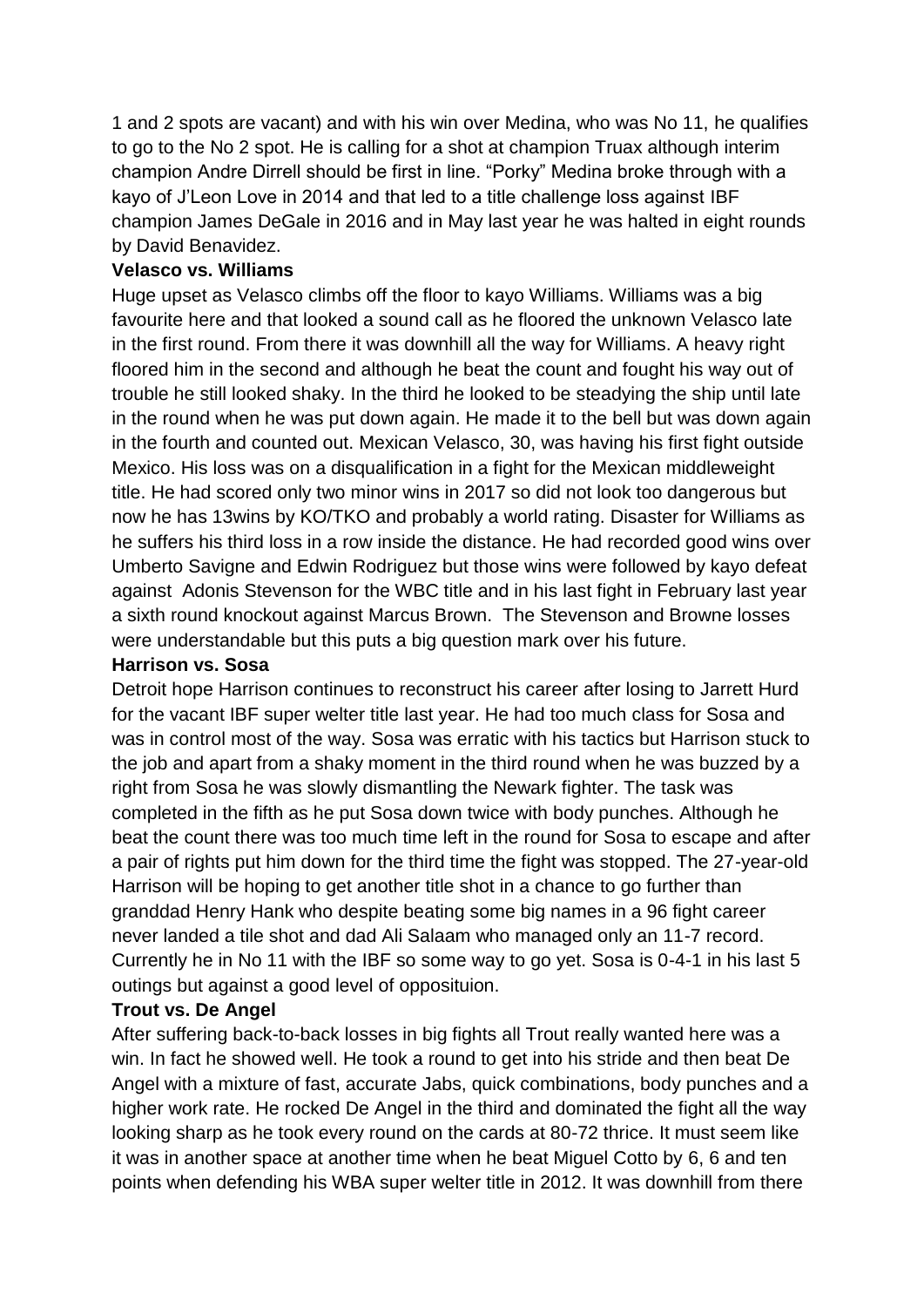1 and 2 spots are vacant) and with his win over Medina, who was No 11, he qualifies to go to the No 2 spot. He is calling for a shot at champion Truax although interim champion Andre Dirrell should be first in line. "Porky" Medina broke through with a kayo of J'Leon Love in 2014 and that led to a title challenge loss against IBF champion James DeGale in 2016 and in May last year he was halted in eight rounds by David Benavidez.

**Velasco vs. Williams**

Huge upset as Velasco climbs off the floor to kayo Williams. Williams was a big favourite here and that looked a sound call as he floored the unknown Velasco late in the first round. From there it was downhill all the way for Williams. A heavy right floored him in the second and although he beat the count and fought his way out of trouble he still looked shaky. In the third he looked to be steadying the ship until late in the round when he was put down again. He made it to the bell but was down again in the fourth and counted out. Mexican Velasco, 30, was having his first fight outside Mexico. His loss was on a disqualification in a fight for the Mexican middleweight title. He had scored only two minor wins in 2017 so did not look too dangerous but now he has 13wins by KO/TKO and probably a world rating. Disaster for Williams as he suffers his third loss in a row inside the distance. He had recorded good wins over Umberto Savigne and Edwin Rodriguez but those wins were followed by kayo defeat against Adonis Stevenson for the WBC title and in his last fight in February last year a sixth round knockout against Marcus Brown. The Stevenson and Browne losses were understandable but this puts a big question mark over his future.

**Harrison vs. Sosa**

Detroit hope Harrison continues to reconstruct his career after losing to Jarrett Hurd for the vacant IBF super welter title last year. He had too much class for Sosa and was in control most of the way. Sosa was erratic with his tactics but Harrison stuck to the job and apart from a shaky moment in the third round when he was buzzed by a right from Sosa he was slowly dismantling the Newark fighter. The task was completed in the fifth as he put Sosa down twice with body punches. Although he beat the count there was too much time left in the round for Sosa to escape and after a pair of rights put him down for the third time the fight was stopped. The 27-year-old Harrison will be hoping to get another title shot in a chance to go further than granddad Henry Hank who despite beating some big names in a 96 fight career never landed a tile shot and dad Ali Salaam who managed only an 11-7 record. Currently he in No 11 with the IBF so some way to go yet. Sosa is 0-4-1 in his last 5 outings but against a good level of opposituion.

**Trout vs. De Angel**

After suffering back-to-back losses in big fights all Trout really wanted here was a win. In fact he showed well. He took a round to get into his stride and then beat De Angel with a mixture of fast, accurate Jabs, quick combinations, body punches and a higher work rate. He rocked De Angel in the third and dominated the fight all the way looking sharp as he took every round on the cards at 80-72 thrice. It must seem like it was in another space at another time when he beat Miguel Cotto by 6, 6 and ten points when defending his WBA super welter title in 2012. It was downhill from there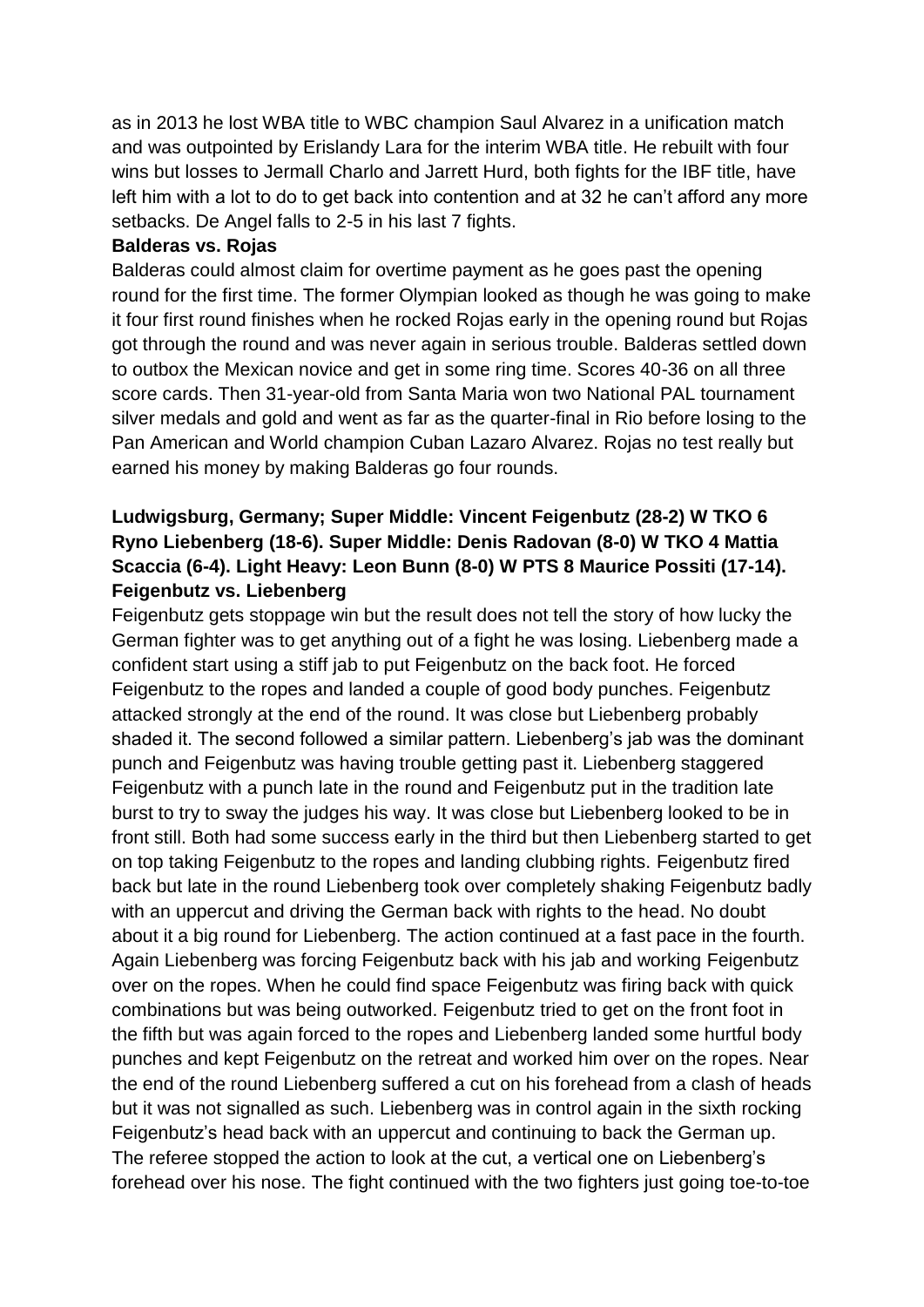as in 2013 he lost WBA title to WBC champion Saul Alvarez in a unification match and was outpointed by Erislandy Lara for the interim WBA title. He rebuilt with four wins but losses to Jermall Charlo and Jarrett Hurd, both fights for the IBF title, have left him with a lot to do to get back into contention and at 32 he can't afford any more setbacks. De Angel falls to 2-5 in his last 7 fights.

**Balderas vs. Rojas**

Balderas could almost claim for overtime payment as he goes past the opening round for the first time. The former Olympian looked as though he was going to make it four first round finishes when he rocked Rojas early in the opening round but Rojas got through the round and was never again in serious trouble. Balderas settled down to outbox the Mexican novice and get in some ring time. Scores 40-36 on all three score cards. Then 31-year-old from Santa Maria won two National PAL tournament silver medals and gold and went as far as the quarter-final in Rio before losing to the Pan American and World champion Cuban Lazaro Alvarez. Rojas no test really but earned his money by making Balderas go four rounds.

**Ludwigsburg, Germany; Super Middle: Vincent Feigenbutz (28-2) W TKO 6 Ryno Liebenberg (18-6). Super Middle: Denis Radovan (8-0) W TKO 4 Mattia Scaccia (6-4). Light Heavy: Leon Bunn (8-0) W PTS 8 Maurice Possiti (17-14).**

**Feigenbutz vs. Liebenberg**

Feigenbutz gets stoppage win but the result does not tell the story of how lucky the German fighter was to get anything out of a fight he was losing. Liebenberg made a confident start using a stiff jab to put Feigenbutz on the back foot. He forced Feigenbutz to the ropes and landed a couple of good body punches. Feigenbutz attacked strongly at the end of the round. It was close but Liebenberg probably shaded it. The second followed a similar pattern. Liebenberg's jab was the dominant punch and Feigenbutz was having trouble getting past it. Liebenberg staggered Feigenbutz with a punch late in the round and Feigenbutz put in the tradition late burst to try to sway the judges his way. It was close but Liebenberg looked to be in front still. Both had some success early in the third but then Liebenberg started to get on top taking Feigenbutz to the ropes and landing clubbing rights. Feigenbutz fired back but late in the round Liebenberg took over completely shaking Feigenbutz badly with an uppercut and driving the German back with rights to the head. No doubt about it a big round for Liebenberg. The action continued at a fast pace in the fourth. Again Liebenberg was forcing Feigenbutz back with his jab and working Feigenbutz over on the ropes. When he could find space Feigenbutz was firing back with quick combinations but was being outworked. Feigenbutz tried to get on the front foot in the fifth but was again forced to the ropes and Liebenberg landed some hurtful body punches and kept Feigenbutz on the retreat and worked him over on the ropes. Near the end of the round Liebenberg suffered a cut on his forehead from a clash of heads but it was not signalled as such. Liebenberg was in control again in the sixth rocking Feigenbutz's head back with an uppercut and continuing to back the German up. The referee stopped the action to look at the cut, a vertical one on Liebenberg's forehead over his nose. The fight continued with the two fighters just going toe-to-toe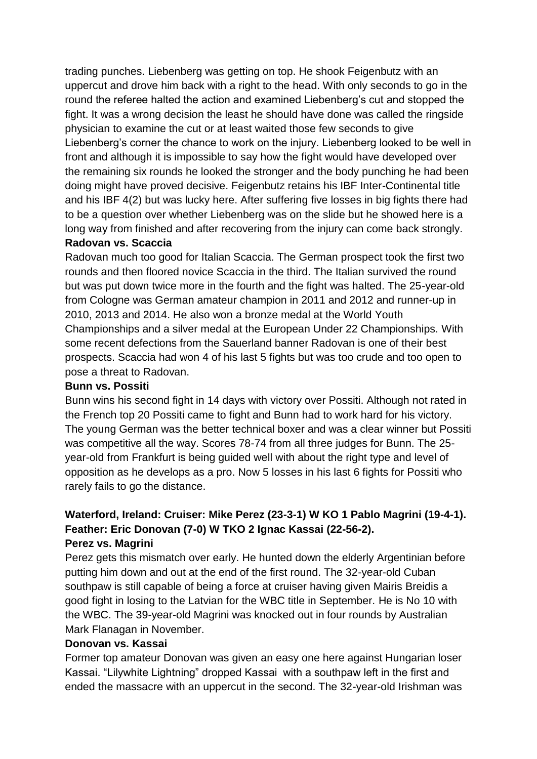trading punches. Liebenberg was getting on top. He shook Feigenbutz with an uppercut and drove him back with a right to the head. With only seconds to go in the round the referee halted the action and examined Liebenberg's cut and stopped the fight. It was a wrong decision the least he should have done was called the ringside physician to examine the cut or at least waited those few seconds to give Liebenberg's corner the chance to work on the injury. Liebenberg looked to be well in front and although it is impossible to say how the fight would have developed over the remaining six rounds he looked the stronger and the body punching he had been doing might have proved decisive. Feigenbutz retains his IBF Inter-Continental title and his IBF 4(2) but was lucky here. After suffering five losses in big fights there had to be a question over whether Liebenberg was on the slide but he showed here is a long way from finished and after recovering from the injury can come back strongly.

**Radovan vs. Scaccia**

Radovan much too good for Italian Scaccia. The German prospect took the first two rounds and then floored novice Scaccia in the third. The Italian survived the round but was put down twice more in the fourth and the fight was halted. The 25-year-old from Cologne was German amateur champion in 2011 and 2012 and runner-up in 2010, 2013 and 2014. He also won a bronze medal at the World Youth Championships and a silver medal at the European Under 22 Championships. With some recent defections from the Sauerland banner Radovan is one of their best prospects. Scaccia had won 4 of his last 5 fights but was too crude and too open to pose a threat to Radovan.

**Bunn vs. Possiti**

Bunn wins his second fight in 14 days with victory over Possiti. Although not rated in the French top 20 Possiti came to fight and Bunn had to work hard for his victory. The young German was the better technical boxer and was a clear winner but Possiti was competitive all the way. Scores 78-74 from all three judges for Bunn. The 25-year-old from Frankfurt is being guided well with about the right type and level of opposition as he develops as a pro. Now 5 losses in his last 6 fights for Possiti who rarely fails to go the distance.

**Waterford, Ireland: Cruiser: Mike Perez (23-3-1) W KO 1 Pablo Magrini (19-4-1). Feather: Eric Donovan (7-0) W TKO 2 Ignac Kassai (22-56-2).**

**Perez vs. Magrini**

Perez gets this mismatch over early. He hunted down the elderly Argentinian before putting him down and out at the end of the first round. The 32-year-old Cuban southpaw is still capable of being a force at cruiser having given Mairis Breidis a good fight in losing to the Latvian for the WBC title in September. He is No 10 with the WBC. The 39-year-old Magrini was knocked out in four rounds by Australian Mark Flanagan in November.

**Donovan vs. Kassai**

Former top amateur Donovan was given an easy one here against Hungarian loser Kassai. "Lilywhite Lightning" dropped Kassai with a southpaw left in the first and ended the massacre with an uppercut in the second. The 32-year-old Irishman was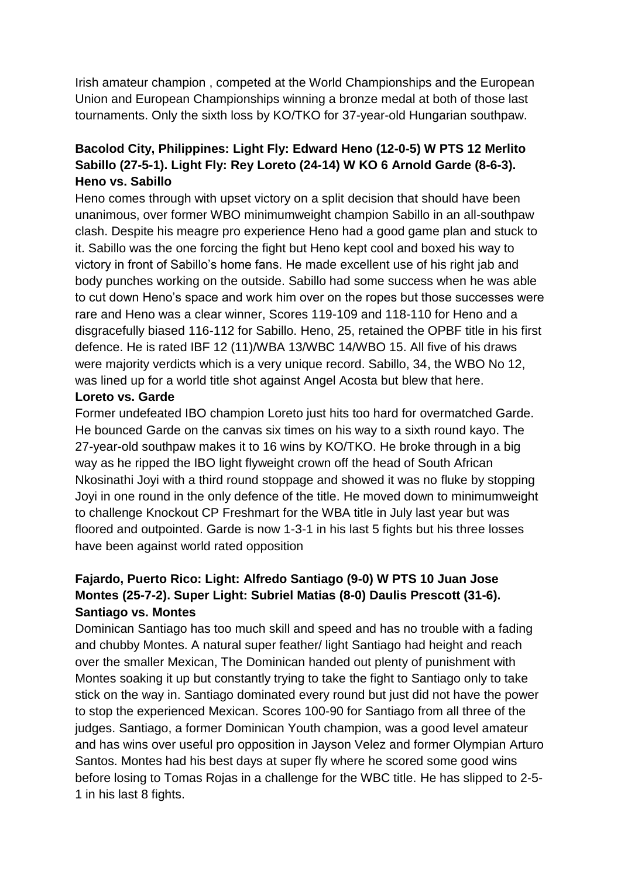Irish amateur champion , competed at the World Championships and the European Union and European Championships winning a bronze medal at both of those last tournaments. Only the sixth loss by KO/TKO for 37-year-old Hungarian southpaw.

**Bacolod City, Philippines: Light Fly: Edward Heno (12-0-5) W PTS 12 Merlito Sabillo (27-5-1). Light Fly: Rey Loreto (24-14) W KO 6 Arnold Garde (8-6-3).**
**Heno vs. Sabillo**

Heno comes through with upset victory on a split decision that should have been unanimous, over former WBO minimumweight champion Sabillo in an all-southpaw clash. Despite his meagre pro experience Heno had a good game plan and stuck to it. Sabillo was the one forcing the fight but Heno kept cool and boxed his way to victory in front of Sabillo's home fans. He made excellent use of his right jab and body punches working on the outside. Sabillo had some success when he was able to cut down Heno's space and work him over on the ropes but those successes were rare and Heno was a clear winner, Scores 119-109 and 118-110 for Heno and a disgracefully biased 116-112 for Sabillo. Heno, 25, retained the OPBF title in his first defence. He is rated IBF 12 (11)/WBA 13/WBC 14/WBO 15. All five of his draws were majority verdicts which is a very unique record. Sabillo, 34, the WBO No 12, was lined up for a world title shot against Angel Acosta but blew that here.

**Loreto vs. Garde**

Former undefeated IBO champion Loreto just hits too hard for overmatched Garde. He bounced Garde on the canvas six times on his way to a sixth round kayo. The 27-year-old southpaw makes it to 16 wins by KO/TKO. He broke through in a big way as he ripped the IBO light flyweight crown off the head of South African Nkosinathi Joyi with a third round stoppage and showed it was no fluke by stopping Joyi in one round in the only defence of the title. He moved down to minimumweight to challenge Knockout CP Freshmart for the WBA title in July last year but was floored and outpointed. Garde is now 1-3-1 in his last 5 fights but his three losses have been against world rated opposition

**Fajardo, Puerto Rico: Light: Alfredo Santiago (9-0) W PTS 10 Juan Jose Montes (25-7-2). Super Light: Subriel Matias (8-0) Daulis Prescott (31-6).**
**Santiago vs. Montes**

Dominican Santiago has too much skill and speed and has no trouble with a fading and chubby Montes. A natural super feather/ light Santiago had height and reach over the smaller Mexican, The Dominican handed out plenty of punishment with Montes soaking it up but constantly trying to take the fight to Santiago only to take stick on the way in. Santiago dominated every round but just did not have the power to stop the experienced Mexican. Scores 100-90 for Santiago from all three of the judges. Santiago, a former Dominican Youth champion, was a good level amateur and has wins over useful pro opposition in Jayson Velez and former Olympian Arturo Santos. Montes had his best days at super fly where he scored some good wins before losing to Tomas Rojas in a challenge for the WBC title. He has slipped to 2-5-1 in his last 8 fights.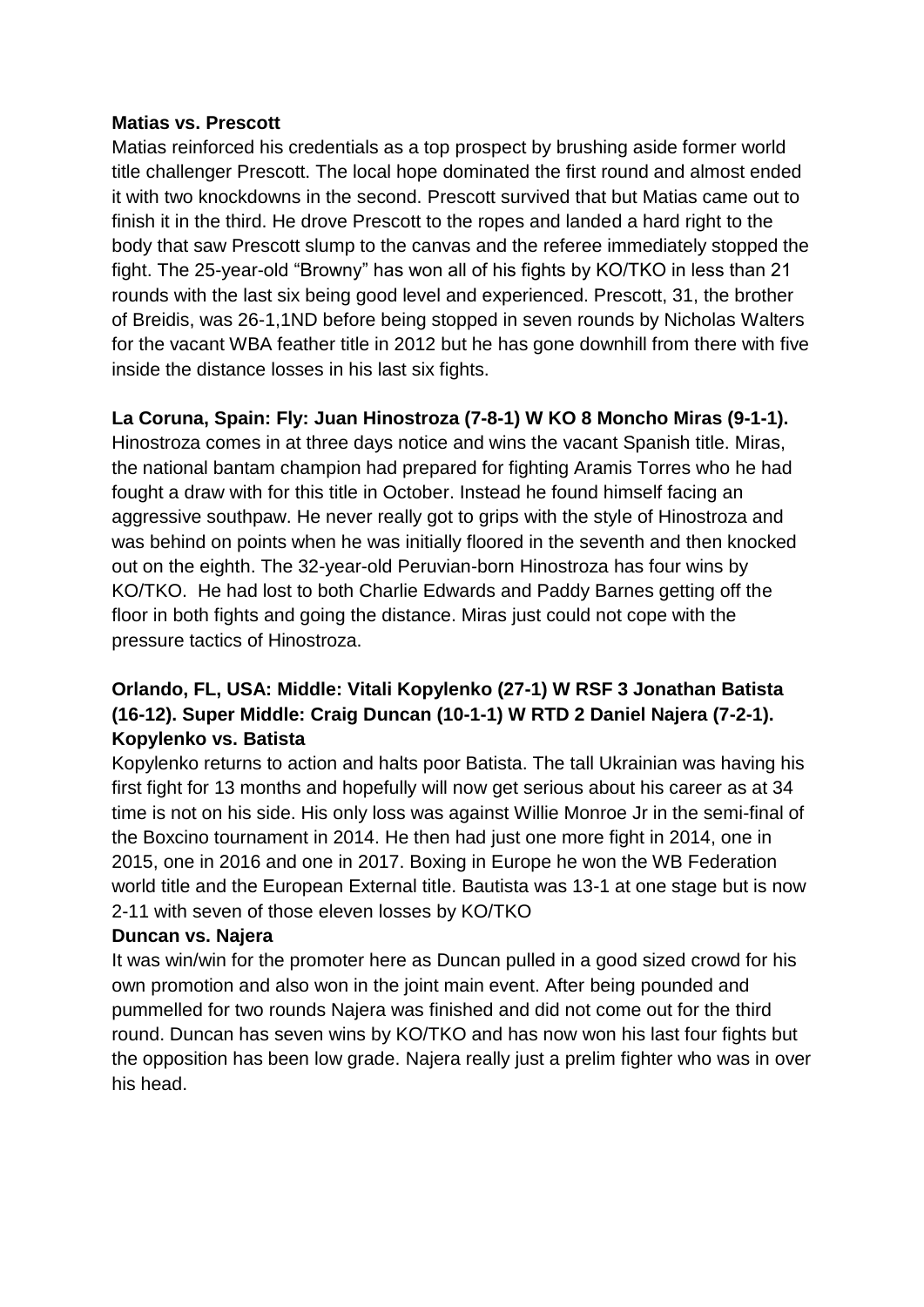**Matias vs. Prescott**

Matias reinforced his credentials as a top prospect by brushing aside former world title challenger Prescott. The local hope dominated the first round and almost ended it with two knockdowns in the second. Prescott survived that but Matias came out to finish it in the third. He drove Prescott to the ropes and landed a hard right to the body that saw Prescott slump to the canvas and the referee immediately stopped the fight. The 25-year-old "Browny" has won all of his fights by KO/TKO in less than 21 rounds with the last six being good level and experienced. Prescott, 31, the brother of Breidis, was 26-1,1ND before being stopped in seven rounds by Nicholas Walters for the vacant WBA feather title in 2012 but he has gone downhill from there with five inside the distance losses in his last six fights.

**La Coruna, Spain: Fly: Juan Hinostroza (7-8-1) W KO 8 Moncho Miras (9-1-1).**

Hinostroza comes in at three days notice and wins the vacant Spanish title. Miras, the national bantam champion had prepared for fighting Aramis Torres who he had fought a draw with for this title in October. Instead he found himself facing an aggressive southpaw. He never really got to grips with the style of Hinostroza and was behind on points when he was initially floored in the seventh and then knocked out on the eighth. The 32-year-old Peruvian-born Hinostroza has four wins by KO/TKO. He had lost to both Charlie Edwards and Paddy Barnes getting off the floor in both fights and going the distance. Miras just could not cope with the pressure tactics of Hinostroza.

**Orlando, FL, USA: Middle: Vitali Kopylenko (27-1) W RSF 3 Jonathan Batista (16-12). Super Middle: Craig Duncan (10-1-1) W RTD 2 Daniel Najera (7-2-1).**

**Kopylenko vs. Batista**

Kopylenko returns to action and halts poor Batista. The tall Ukrainian was having his first fight for 13 months and hopefully will now get serious about his career as at 34 time is not on his side. His only loss was against Willie Monroe Jr in the semi-final of the Boxcino tournament in 2014. He then had just one more fight in 2014, one in 2015, one in 2016 and one in 2017. Boxing in Europe he won the WB Federation world title and the European External title. Bautista was 13-1 at one stage but is now 2-11 with seven of those eleven losses by KO/TKO

**Duncan vs. Najera**

It was win/win for the promoter here as Duncan pulled in a good sized crowd for his own promotion and also won in the joint main event. After being pounded and pummelled for two rounds Najera was finished and did not come out for the third round. Duncan has seven wins by KO/TKO and has now won his last four fights but the opposition has been low grade. Najera really just a prelim fighter who was in over his head.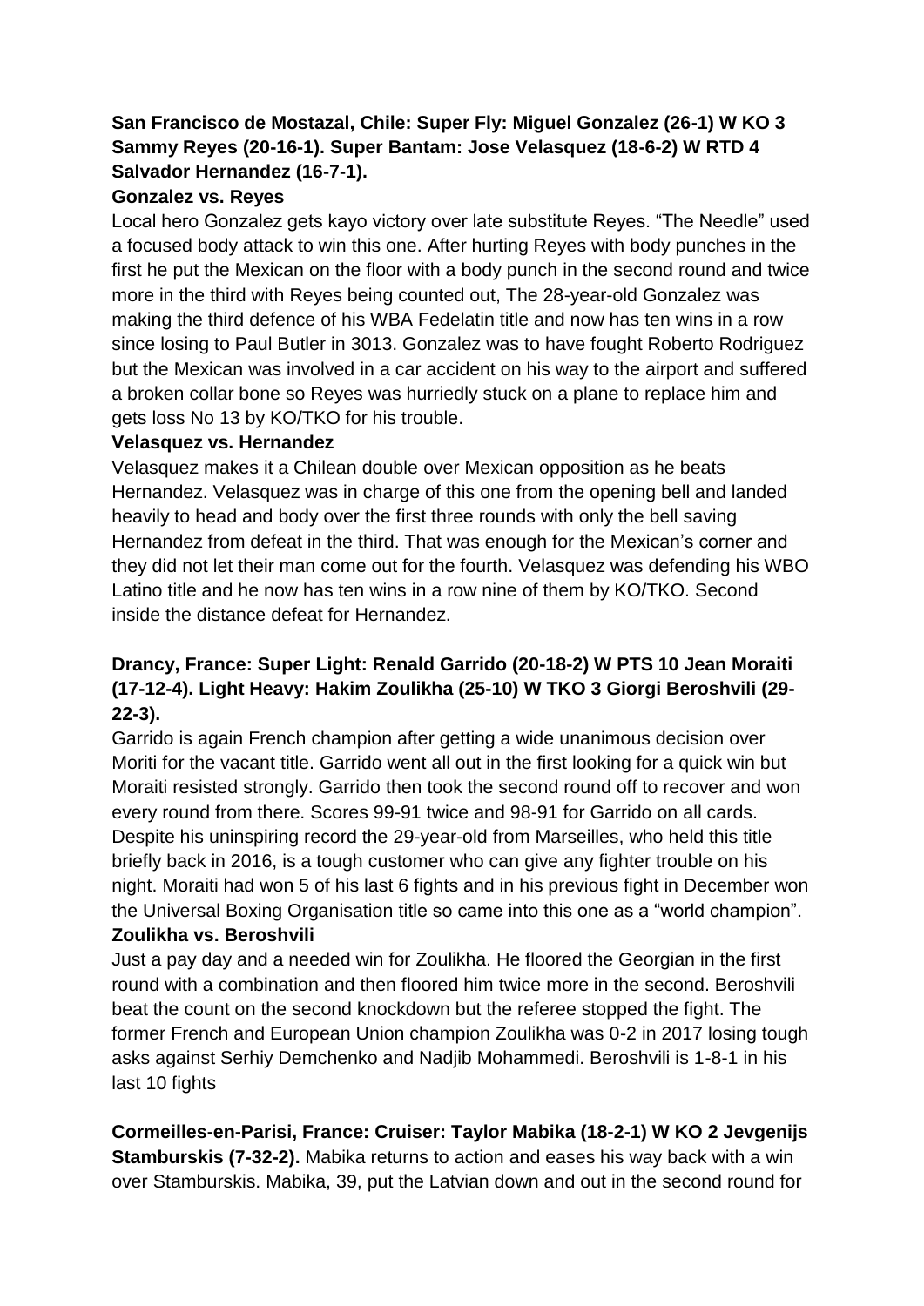**San Francisco de Mostazal, Chile: Super Fly: Miguel Gonzalez (26-1) W KO 3 Sammy Reyes (20-16-1). Super Bantam: Jose Velasquez (18-6-2) W RTD 4 Salvador Hernandez (16-7-1).**

**Gonzalez vs. Reyes**

Local hero Gonzalez gets kayo victory over late substitute Reyes. "The Needle" used a focused body attack to win this one. After hurting Reyes with body punches in the first he put the Mexican on the floor with a body punch in the second round and twice more in the third with Reyes being counted out, The 28-year-old Gonzalez was making the third defence of his WBA Fedelatin title and now has ten wins in a row since losing to Paul Butler in 3013. Gonzalez was to have fought Roberto Rodriguez but the Mexican was involved in a car accident on his way to the airport and suffered a broken collar bone so Reyes was hurriedly stuck on a plane to replace him and gets loss No 13 by KO/TKO for his trouble.

**Velasquez vs. Hernandez**

Velasquez makes it a Chilean double over Mexican opposition as he beats Hernandez. Velasquez was in charge of this one from the opening bell and landed heavily to head and body over the first three rounds with only the bell saving Hernandez from defeat in the third. That was enough for the Mexican's corner and they did not let their man come out for the fourth. Velasquez was defending his WBO Latino title and he now has ten wins in a row nine of them by KO/TKO. Second inside the distance defeat for Hernandez.

**Drancy, France: Super Light: Renald Garrido (20-18-2) W PTS 10 Jean Moraiti (17-12-4). Light Heavy: Hakim Zoulikha (25-10) W TKO 3 Giorgi Beroshvili (29-22-3).**

Garrido is again French champion after getting a wide unanimous decision over Moriti for the vacant title. Garrido went all out in the first looking for a quick win but Moraiti resisted strongly. Garrido then took the second round off to recover and won every round from there. Scores 99-91 twice and 98-91 for Garrido on all cards. Despite his uninspiring record the 29-year-old from Marseilles, who held this title briefly back in 2016, is a tough customer who can give any fighter trouble on his night. Moraiti had won 5 of his last 6 fights and in his previous fight in December won the Universal Boxing Organisation title so came into this one as a "world champion".

**Zoulikha vs. Beroshvili**

Just a pay day and a needed win for Zoulikha. He floored the Georgian in the first round with a combination and then floored him twice more in the second. Beroshvili beat the count on the second knockdown but the referee stopped the fight. The former French and European Union champion Zoulikha was 0-2 in 2017 losing tough asks against Serhiy Demchenko and Nadjib Mohammedi. Beroshvili is 1-8-1 in his last 10 fights

**Cormeilles-en-Parisi, France: Cruiser: Taylor Mabika (18-2-1) W KO 2 Jevgenijs Stamburskis (7-32-2).** Mabika returns to action and eases his way back with a win over Stamburskis. Mabika, 39, put the Latvian down and out in the second round for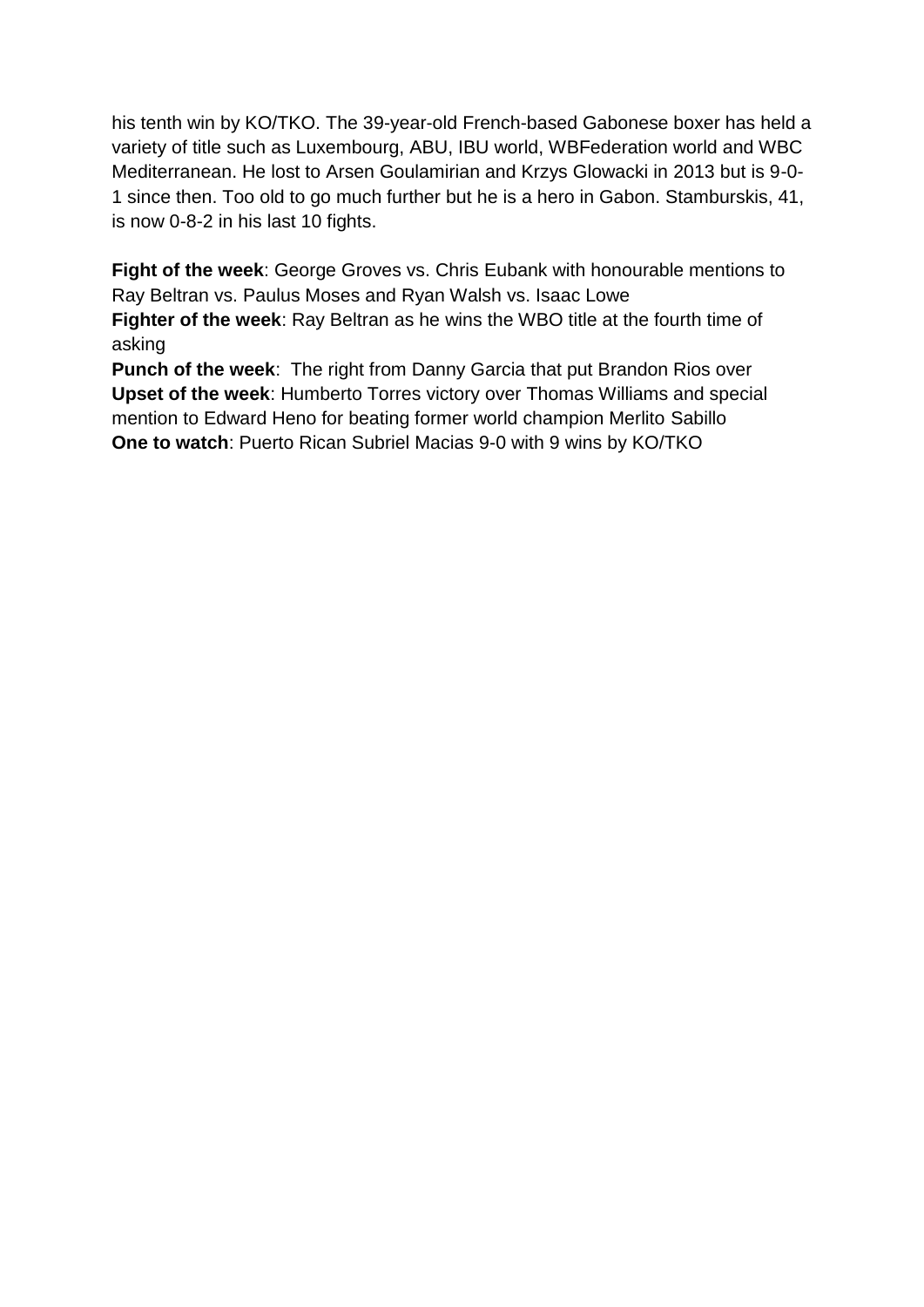his tenth win by KO/TKO. The 39-year-old French-based Gabonese boxer has held a variety of title such as Luxembourg, ABU, IBU world, WBFederation world and WBC Mediterranean. He lost to Arsen Goulamirian and Krzys Glowacki in 2013 but is 9-0-1 since then. Too old to go much further but he is a hero in Gabon. Stamburskis, 41, is now 0-8-2 in his last 10 fights.

**Fight of the week**: George Groves vs. Chris Eubank with honourable mentions to Ray Beltran vs. Paulus Moses and Ryan Walsh vs. Isaac Lowe
**Fighter of the week**: Ray Beltran as he wins the WBO title at the fourth time of asking
**Punch of the week**: The right from Danny Garcia that put Brandon Rios over
**Upset of the week**: Humberto Torres victory over Thomas Williams and special mention to Edward Heno for beating former world champion Merlito Sabillo
**One to watch**: Puerto Rican Subriel Macias 9-0 with 9 wins by KO/TKO